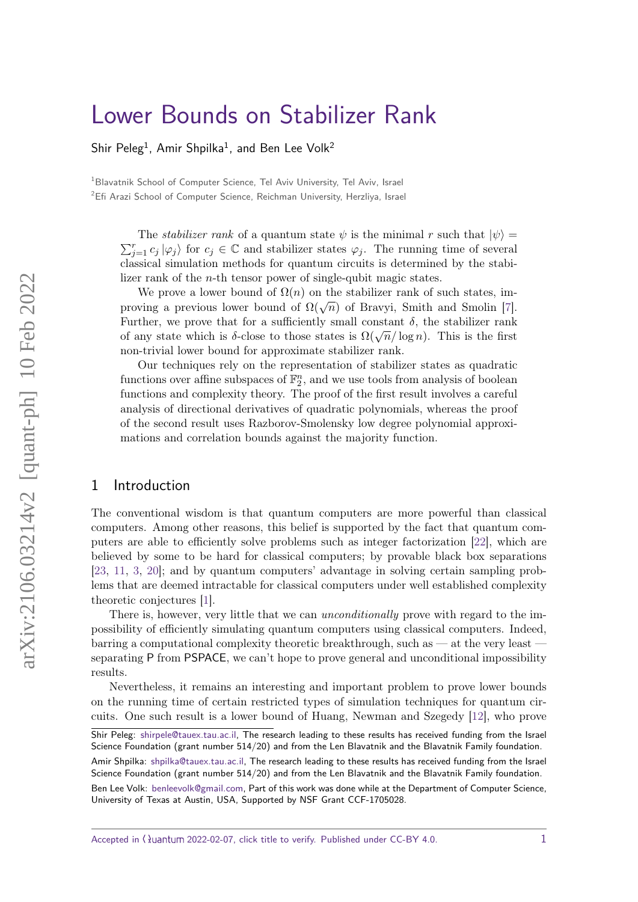# Lower Bounds on Stabilizer Rank

Shir Peleg[1], Amir Shpilka[1], and Ben Lee Volk[2]

[1]Blavatnik School of Computer Science, Tel Aviv University, Tel Aviv, Israel

[2]Efi Arazi School of Computer Science, Reichman University, Herzliya, Israel

The *stabilizer rank* of a quantum state $\psi$ is the minimal $r$ such that $|\psi\rangle = \sum_{j=1}^{r} c_j |\varphi_j\rangle$ for $c_j \in \mathbb{C}$ and stabilizer states $\varphi_j$. The running time of several classical simulation methods for quantum circuits is determined by the stabilizer rank of the $n$-th tensor power of single-qubit magic states.

We prove a lower bound of $\Omega(n)$ on the stabilizer rank of such states, improving a previous lower bound of $\Omega(\sqrt{n})$ of Bravyi, Smith and Smolin [7]. Further, we prove that for a sufficiently small constant $\delta$, the stabilizer rank of any state which is $\delta$-close to those states is $\Omega(\sqrt{n}/\log n)$. This is the first non-trivial lower bound for approximate stabilizer rank.

Our techniques rely on the representation of stabilizer states as quadratic functions over affine subspaces of $\mathbb{F}_2^n$, and we use tools from analysis of boolean functions and complexity theory. The proof of the first result involves a careful analysis of directional derivatives of quadratic polynomials, whereas the proof of the second result uses Razborov-Smolensky low degree polynomial approximations and correlation bounds against the majority function.

## 1 Introduction

The conventional wisdom is that quantum computers are more powerful than classical computers. Among other reasons, this belief is supported by the fact that quantum computers are able to efficiently solve problems such as integer factorization [22], which are believed by some to be hard for classical computers; by provable black box separations [23, 11, 3, 20]; and by quantum computers' advantage in solving certain sampling problems that are deemed intractable for classical computers under well established complexity theoretic conjectures [1].

There is, however, very little that we can *unconditionally* prove with regard to the impossibility of efficiently simulating quantum computers using classical computers. Indeed, barring a computational complexity theoretic breakthrough, such as — at the very least — separating P from PSPACE, we can't hope to prove general and unconditional impossibility results.

Nevertheless, it remains an interesting and important problem to prove lower bounds on the running time of certain restricted types of simulation techniques for quantum circuits. One such result is a lower bound of Huang, Newman and Szegedy [12], who prove

Shir Peleg: shirpele@tauex.tau.ac.il, The research leading to these results has received funding from the Israel Science Foundation (grant number 514/20) and from the Len Blavatnik and the Blavatnik Family foundation.

Amir Shpilka: shpilka@tauex.tau.ac.il, The research leading to these results has received funding from the Israel Science Foundation (grant number 514/20) and from the Len Blavatnik and the Blavatnik Family foundation.

Ben Lee Volk: benleevolk@gmail.com, Part of this work was done while at the Department of Computer Science, University of Texas at Austin, USA, Supported by NSF Grant CCF-1705028.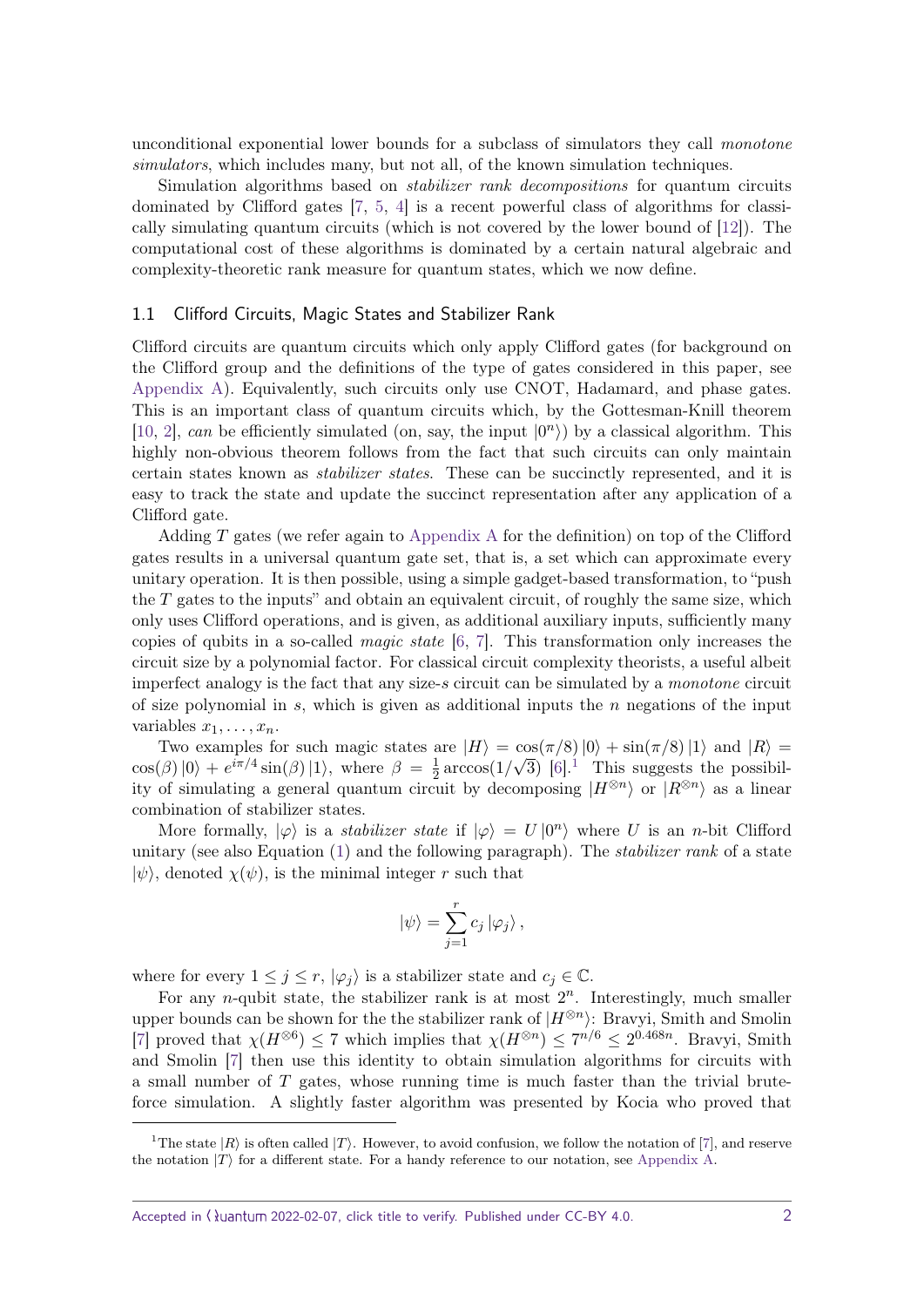unconditional exponential lower bounds for a subclass of simulators they call *monotone simulators*, which includes many, but not all, of the known simulation techniques.

Simulation algorithms based on *stabilizer rank decompositions* for quantum circuits dominated by Clifford gates [7, 5, 4] is a recent powerful class of algorithms for classically simulating quantum circuits (which is not covered by the lower bound of [12]). The computational cost of these algorithms is dominated by a certain natural algebraic and complexity-theoretic rank measure for quantum states, which we now define.

### 1.1 Clifford Circuits, Magic States and Stabilizer Rank

Clifford circuits are quantum circuits which only apply Clifford gates (for background on the Clifford group and the definitions of the type of gates considered in this paper, see Appendix A). Equivalently, such circuits only use CNOT, Hadamard, and phase gates. This is an important class of quantum circuits which, by the Gottesman-Knill theorem [10, 2], *can* be efficiently simulated (on, say, the input $|0^n\rangle$) by a classical algorithm. This highly non-obvious theorem follows from the fact that such circuits can only maintain certain states known as *stabilizer states*. These can be succinctly represented, and it is easy to track the state and update the succinct representation after any application of a Clifford gate.

Adding $T$ gates (we refer again to Appendix A for the definition) on top of the Clifford gates results in a universal quantum gate set, that is, a set which can approximate every unitary operation. It is then possible, using a simple gadget-based transformation, to "push the $T$ gates to the inputs" and obtain an equivalent circuit, of roughly the same size, which only uses Clifford operations, and is given, as additional auxiliary inputs, sufficiently many copies of qubits in a so-called *magic state* [6, 7]. This transformation only increases the circuit size by a polynomial factor. For classical circuit complexity theorists, a useful albeit imperfect analogy is the fact that any size-$s$ circuit can be simulated by a *monotone* circuit of size polynomial in $s$, which is given as additional inputs the $n$ negations of the input variables $x_1, \ldots, x_n$.

Two examples for such magic states are $|H\rangle = \cos(\pi/8)|0\rangle + \sin(\pi/8)|1\rangle$ and $|R\rangle = \cos(\beta)|0\rangle + e^{i\pi/4}\sin(\beta)|1\rangle$, where $\beta = \frac{1}{2}\arccos(1/\sqrt{3})$ [6].[1] This suggests the possibility of simulating a general quantum circuit by decomposing $|H^{\otimes n}\rangle$ or $|R^{\otimes n}\rangle$ as a linear combination of stabilizer states.

More formally, $|\varphi\rangle$ is a *stabilizer state* if $|\varphi\rangle = U|0^n\rangle$ where $U$ is an $n$-bit Clifford unitary (see also Equation (1) and the following paragraph). The *stabilizer rank* of a state $|\psi\rangle$, denoted $\chi(\psi)$, is the minimal integer $r$ such that

$$|\psi\rangle = \sum_{j=1}^{r} c_j |\varphi_j\rangle\,,$$

where for every $1 \leq j \leq r$, $|\varphi_j\rangle$ is a stabilizer state and $c_j \in \mathbb{C}$.

For any $n$-qubit state, the stabilizer rank is at most $2^n$. Interestingly, much smaller upper bounds can be shown for the the stabilizer rank of $|H^{\otimes n}\rangle$: Bravyi, Smith and Smolin [7] proved that $\chi(H^{\otimes 6}) \leq 7$ which implies that $\chi(H^{\otimes n}) \leq 7^{n/6} \leq 2^{0.468n}$. Bravyi, Smith and Smolin [7] then use this identity to obtain simulation algorithms for circuits with a small number of $T$ gates, whose running time is much faster than the trivial brute-force simulation. A slightly faster algorithm was presented by Kocia who proved that

[1] The state $|R\rangle$ is often called $|T\rangle$. However, to avoid confusion, we follow the notation of [7], and reserve the notation $|T\rangle$ for a different state. For a handy reference to our notation, see Appendix A.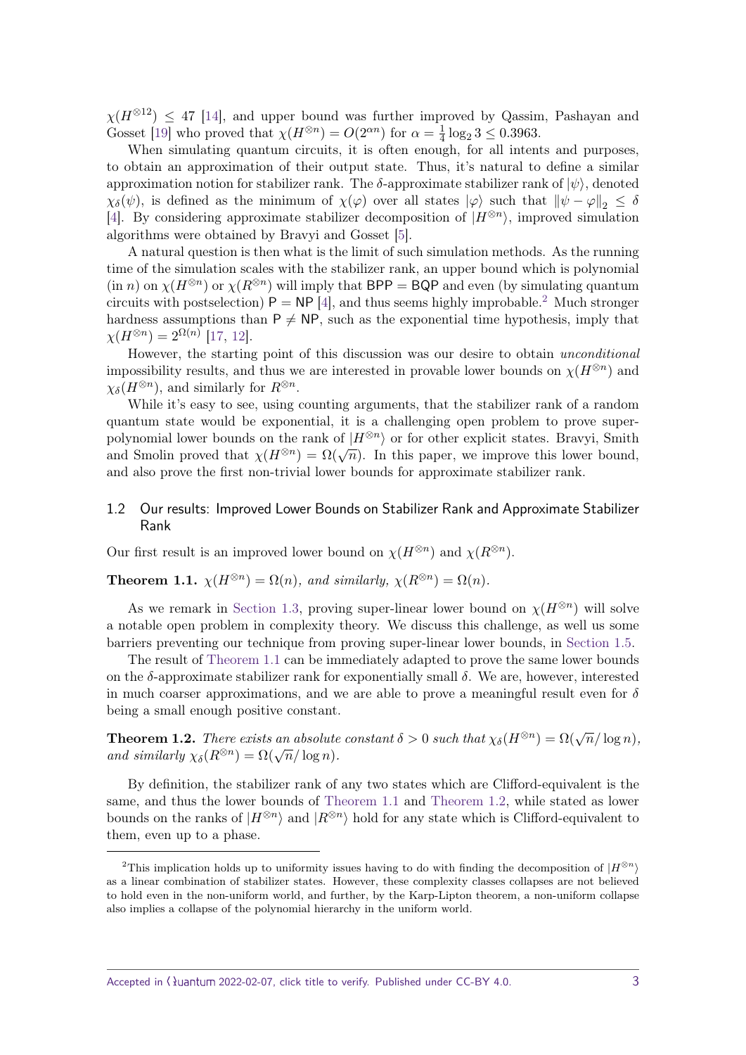$\chi(H^{\otimes 12}) \leq 47$ [14], and upper bound was further improved by Qassim, Pashayan and Gosset [19] who proved that $\chi(H^{\otimes n}) = O(2^{\alpha n})$ for $\alpha = \frac{1}{4}\log_2 3 \leq 0.3963$.

When simulating quantum circuits, it is often enough, for all intents and purposes, to obtain an approximation of their output state. Thus, it's natural to define a similar approximation notion for stabilizer rank. The $\delta$-approximate stabilizer rank of $|\psi\rangle$, denoted $\chi_\delta(\psi)$, is defined as the minimum of $\chi(\varphi)$ over all states $|\varphi\rangle$ such that $\|\psi - \varphi\|_2 \leq \delta$ [4]. By considering approximate stabilizer decomposition of $|H^{\otimes n}\rangle$, improved simulation algorithms were obtained by Bravyi and Gosset [5].

A natural question is then what is the limit of such simulation methods. As the running time of the simulation scales with the stabilizer rank, an upper bound which is polynomial (in $n$) on $\chi(H^{\otimes n})$ or $\chi(R^{\otimes n})$ will imply that $\mathsf{BPP} = \mathsf{BQP}$ and even (by simulating quantum circuits with postselection) $\mathsf{P} = \mathsf{NP}$ [4], and thus seems highly improbable.[2] Much stronger hardness assumptions than $\mathsf{P} \neq \mathsf{NP}$, such as the exponential time hypothesis, imply that $\chi(H^{\otimes n}) = 2^{\Omega(n)}$ [17, 12].

However, the starting point of this discussion was our desire to obtain *unconditional* impossibility results, and thus we are interested in provable lower bounds on $\chi(H^{\otimes n})$ and $\chi_\delta(H^{\otimes n})$, and similarly for $R^{\otimes n}$.

While it's easy to see, using counting arguments, that the stabilizer rank of a random quantum state would be exponential, it is a challenging open problem to prove super-polynomial lower bounds on the rank of $|H^{\otimes n}\rangle$ or for other explicit states. Bravyi, Smith and Smolin proved that $\chi(H^{\otimes n}) = \Omega(\sqrt{n})$. In this paper, we improve this lower bound, and also prove the first non-trivial lower bounds for approximate stabilizer rank.

## 1.2 Our results: Improved Lower Bounds on Stabilizer Rank and Approximate Stabilizer Rank

Our first result is an improved lower bound on $\chi(H^{\otimes n})$ and $\chi(R^{\otimes n})$.

**Theorem 1.1.** *$\chi(H^{\otimes n}) = \Omega(n)$, and similarly, $\chi(R^{\otimes n}) = \Omega(n)$.*

As we remark in Section 1.3, proving super-linear lower bound on $\chi(H^{\otimes n})$ will solve a notable open problem in complexity theory. We discuss this challenge, as well us some barriers preventing our technique from proving super-linear lower bounds, in Section 1.5.

The result of Theorem 1.1 can be immediately adapted to prove the same lower bounds on the $\delta$-approximate stabilizer rank for exponentially small $\delta$. We are, however, interested in much coarser approximations, and we are able to prove a meaningful result even for $\delta$ being a small enough positive constant.

**Theorem 1.2.** *There exists an absolute constant $\delta > 0$ such that $\chi_\delta(H^{\otimes n}) = \Omega(\sqrt{n}/\log n)$, and similarly $\chi_\delta(R^{\otimes n}) = \Omega(\sqrt{n}/\log n)$.*

By definition, the stabilizer rank of any two states which are Clifford-equivalent is the same, and thus the lower bounds of Theorem 1.1 and Theorem 1.2, while stated as lower bounds on the ranks of $|H^{\otimes n}\rangle$ and $|R^{\otimes n}\rangle$ hold for any state which is Clifford-equivalent to them, even up to a phase.

[2] This implication holds up to uniformity issues having to do with finding the decomposition of $|H^{\otimes n}\rangle$ as a linear combination of stabilizer states. However, these complexity classes collapses are not believed to hold even in the non-uniform world, and further, by the Karp-Lipton theorem, a non-uniform collapse also implies a collapse of the polynomial hierarchy in the uniform world.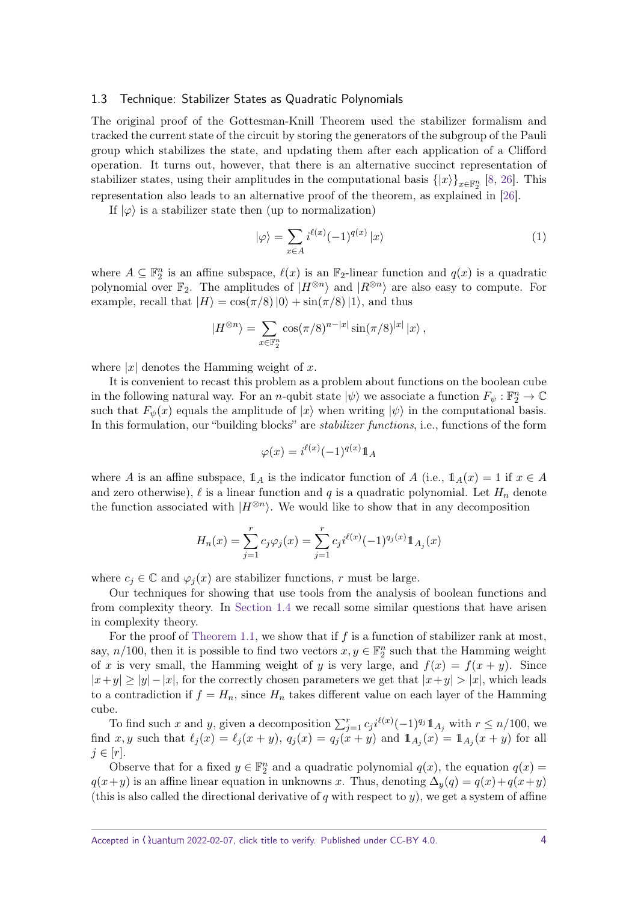### 1.3 Technique: Stabilizer States as Quadratic Polynomials

The original proof of the Gottesman-Knill Theorem used the stabilizer formalism and tracked the current state of the circuit by storing the generators of the subgroup of the Pauli group which stabilizes the state, and updating them after each application of a Clifford operation. It turns out, however, that there is an alternative succinct representation of stabilizer states, using their amplitudes in the computational basis $\{|x\rangle\}_{x\in\mathbb{F}_2^n}$ [8, 26]. This representation also leads to an alternative proof of the theorem, as explained in [26].

If $|\varphi\rangle$ is a stabilizer state then (up to normalization)

$$|\varphi\rangle = \sum_{x\in A} i^{\ell(x)}(-1)^{q(x)}|x\rangle \tag{1}$$

where $A \subseteq \mathbb{F}_2^n$ is an affine subspace, $\ell(x)$ is an $\mathbb{F}_2$-linear function and $q(x)$ is a quadratic polynomial over $\mathbb{F}_2$. The amplitudes of $|H^{\otimes n}\rangle$ and $|R^{\otimes n}\rangle$ are also easy to compute. For example, recall that $|H\rangle = \cos(\pi/8)|0\rangle + \sin(\pi/8)|1\rangle$, and thus

$$|H^{\otimes n}\rangle = \sum_{x\in\mathbb{F}_2^n} \cos(\pi/8)^{n-|x|}\sin(\pi/8)^{|x|}|x\rangle,$$

where $|x|$ denotes the Hamming weight of $x$.

It is convenient to recast this problem as a problem about functions on the boolean cube in the following natural way. For an $n$-qubit state $|\psi\rangle$ we associate a function $F_\psi : \mathbb{F}_2^n \to \mathbb{C}$ such that $F_\psi(x)$ equals the amplitude of $|x\rangle$ when writing $|\psi\rangle$ in the computational basis. In this formulation, our "building blocks" are *stabilizer functions*, i.e., functions of the form

$$\varphi(x) = i^{\ell(x)}(-1)^{q(x)}\mathbb{1}_A$$

where $A$ is an affine subspace, $\mathbb{1}_A$ is the indicator function of $A$ (i.e., $\mathbb{1}_A(x) = 1$ if $x \in A$ and zero otherwise), $\ell$ is a linear function and $q$ is a quadratic polynomial. Let $H_n$ denote the function associated with $|H^{\otimes n}\rangle$. We would like to show that in any decomposition

$$H_n(x) = \sum_{j=1}^{r} c_j\varphi_j(x) = \sum_{j=1}^{r} c_j i^{\ell(x)}(-1)^{q_j(x)}\mathbb{1}_{A_j}(x)$$

where $c_j \in \mathbb{C}$ and $\varphi_j(x)$ are stabilizer functions, $r$ must be large.

Our techniques for showing that use tools from the analysis of boolean functions and from complexity theory. In Section 1.4 we recall some similar questions that have arisen in complexity theory.

For the proof of Theorem 1.1, we show that if $f$ is a function of stabilizer rank at most, say, $n/100$, then it is possible to find two vectors $x, y \in \mathbb{F}_2^n$ such that the Hamming weight of $x$ is very small, the Hamming weight of $y$ is very large, and $f(x) = f(x+y)$. Since $|x+y| \geq |y| - |x|$, for the correctly chosen parameters we get that $|x+y| > |x|$, which leads to a contradiction if $f = H_n$, since $H_n$ takes different value on each layer of the Hamming cube.

To find such $x$ and $y$, given a decomposition $\sum_{j=1}^{r} c_j i^{\ell(x)}(-1)^{q_j}\mathbb{1}_{A_j}$ with $r \leq n/100$, we find $x, y$ such that $\ell_j(x) = \ell_j(x+y)$, $q_j(x) = q_j(x+y)$ and $\mathbb{1}_{A_j}(x) = \mathbb{1}_{A_j}(x+y)$ for all $j \in [r]$.

Observe that for a fixed $y \in \mathbb{F}_2^n$ and a quadratic polynomial $q(x)$, the equation $q(x) = q(x+y)$ is an affine linear equation in unknowns $x$. Thus, denoting $\Delta_y(q) = q(x)+q(x+y)$ (this is also called the directional derivative of $q$ with respect to $y$), we get a system of affine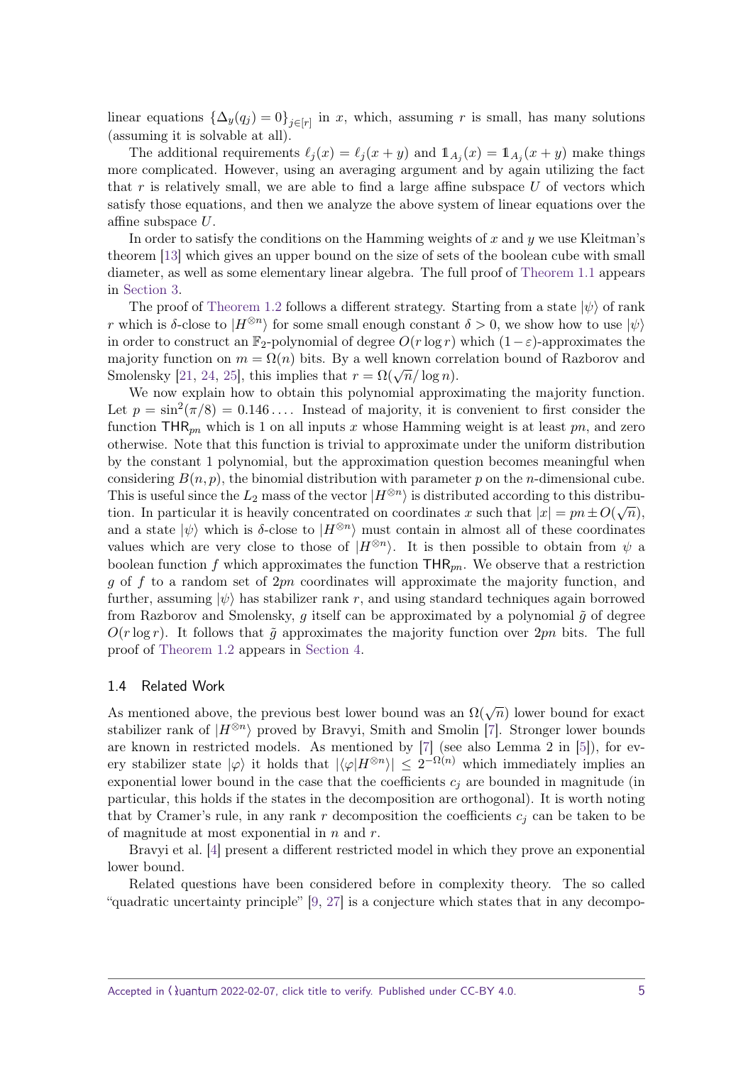linear equations $\{\Delta_y(q_j) = 0\}_{j\in[r]}$ in $x$, which, assuming $r$ is small, has many solutions (assuming it is solvable at all).

The additional requirements $\ell_j(x) = \ell_j(x+y)$ and $\mathbb{1}_{A_j}(x) = \mathbb{1}_{A_j}(x+y)$ make things more complicated. However, using an averaging argument and by again utilizing the fact that $r$ is relatively small, we are able to find a large affine subspace $U$ of vectors which satisfy those equations, and then we analyze the above system of linear equations over the affine subspace $U$.

In order to satisfy the conditions on the Hamming weights of $x$ and $y$ we use Kleitman's theorem [13] which gives an upper bound on the size of sets of the boolean cube with small diameter, as well as some elementary linear algebra. The full proof of Theorem 1.1 appears in Section 3.

The proof of Theorem 1.2 follows a different strategy. Starting from a state $|\psi\rangle$ of rank $r$ which is $\delta$-close to $|H^{\otimes n}\rangle$ for some small enough constant $\delta > 0$, we show how to use $|\psi\rangle$ in order to construct an $\mathbb{F}_2$-polynomial of degree $O(r \log r)$ which $(1-\varepsilon)$-approximates the majority function on $m = \Omega(n)$ bits. By a well known correlation bound of Razborov and Smolensky [21, 24, 25], this implies that $r = \Omega(\sqrt{n}/\log n)$.

We now explain how to obtain this polynomial approximating the majority function. Let $p = \sin^2(\pi/8) = 0.146\ldots$. Instead of majority, it is convenient to first consider the function $\mathsf{THR}_{pn}$ which is 1 on all inputs $x$ whose Hamming weight is at least $pn$, and zero otherwise. Note that this function is trivial to approximate under the uniform distribution by the constant 1 polynomial, but the approximation question becomes meaningful when considering $B(n,p)$, the binomial distribution with parameter $p$ on the $n$-dimensional cube. This is useful since the $L_2$ mass of the vector $|H^{\otimes n}\rangle$ is distributed according to this distribution. In particular it is heavily concentrated on coordinates $x$ such that $|x| = pn \pm O(\sqrt{n})$, and a state $|\psi\rangle$ which is $\delta$-close to $|H^{\otimes n}\rangle$ must contain in almost all of these coordinates values which are very close to those of $|H^{\otimes n}\rangle$. It is then possible to obtain from $\psi$ a boolean function $f$ which approximates the function $\mathsf{THR}_{pn}$. We observe that a restriction $g$ of $f$ to a random set of $2pn$ coordinates will approximate the majority function, and further, assuming $|\psi\rangle$ has stabilizer rank $r$, and using standard techniques again borrowed from Razborov and Smolensky, $g$ itself can be approximated by a polynomial $\tilde{g}$ of degree $O(r \log r)$. It follows that $\tilde{g}$ approximates the majority function over $2pn$ bits. The full proof of Theorem 1.2 appears in Section 4.

### 1.4 Related Work

As mentioned above, the previous best lower bound was an $\Omega(\sqrt{n})$ lower bound for exact stabilizer rank of $|H^{\otimes n}\rangle$ proved by Bravyi, Smith and Smolin [7]. Stronger lower bounds are known in restricted models. As mentioned by [7] (see also Lemma 2 in [5]), for every stabilizer state $|\varphi\rangle$ it holds that $|\langle\varphi|H^{\otimes n}\rangle| \le 2^{-\Omega(n)}$ which immediately implies an exponential lower bound in the case that the coefficients $c_j$ are bounded in magnitude (in particular, this holds if the states in the decomposition are orthogonal). It is worth noting that by Cramer's rule, in any rank $r$ decomposition the coefficients $c_j$ can be taken to be of magnitude at most exponential in $n$ and $r$.

Bravyi et al. [4] present a different restricted model in which they prove an exponential lower bound.

Related questions have been considered before in complexity theory. The so called "quadratic uncertainty principle" [9, 27] is a conjecture which states that in any decompo-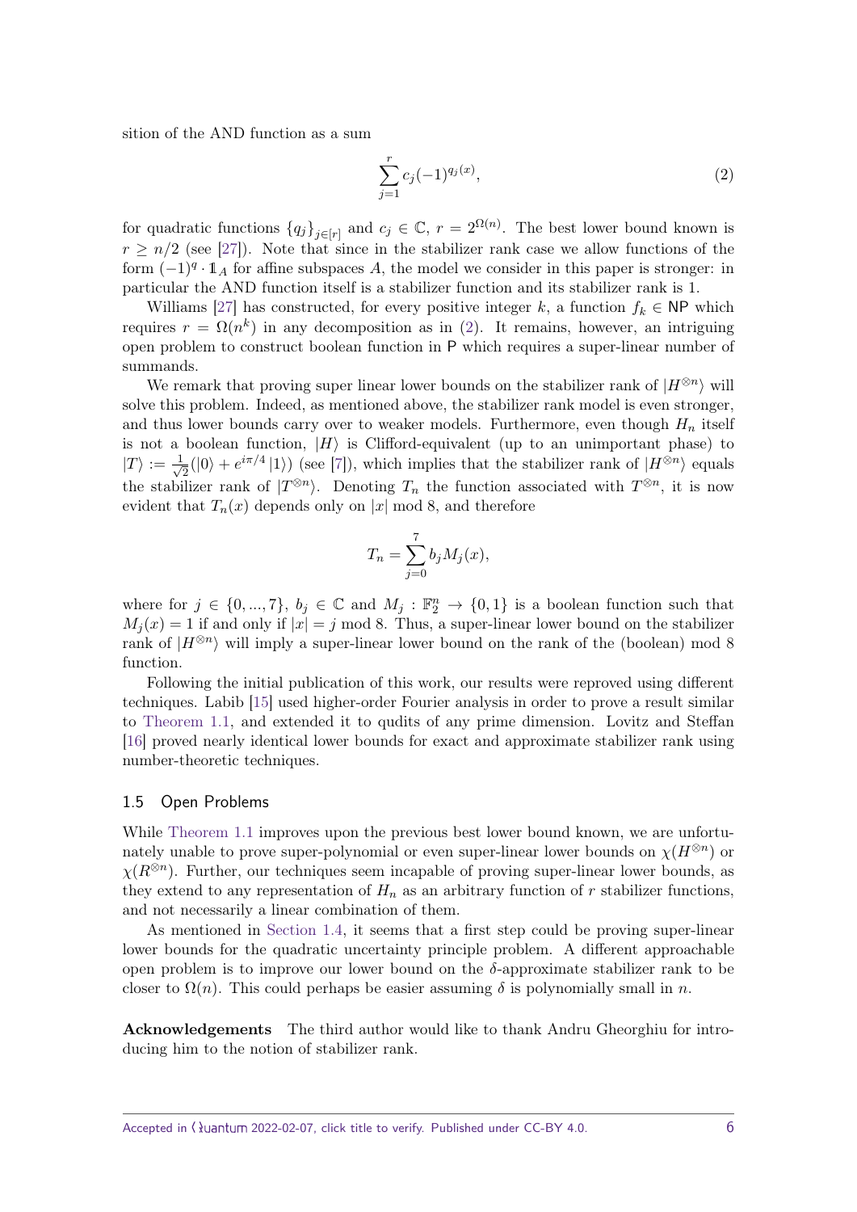sition of the AND function as a sum

$$\sum_{j=1}^{r} c_j (-1)^{q_j(x)}, \tag{2}$$

for quadratic functions $\{q_j\}_{j\in[r]}$ and $c_j \in \mathbb{C}$, $r = 2^{\Omega(n)}$. The best lower bound known is $r \geq n/2$ (see [27]). Note that since in the stabilizer rank case we allow functions of the form $(-1)^q \cdot \mathbb{1}_A$ for affine subspaces $A$, the model we consider in this paper is stronger: in particular the AND function itself is a stabilizer function and its stabilizer rank is 1.

Williams [27] has constructed, for every positive integer $k$, a function $f_k \in \mathsf{NP}$ which requires $r = \Omega(n^k)$ in any decomposition as in (2). It remains, however, an intriguing open problem to construct boolean function in $\mathsf{P}$ which requires a super-linear number of summands.

We remark that proving super linear lower bounds on the stabilizer rank of $|H^{\otimes n}\rangle$ will solve this problem. Indeed, as mentioned above, the stabilizer rank model is even stronger, and thus lower bounds carry over to weaker models. Furthermore, even though $H_n$ itself is not a boolean function, $|H\rangle$ is Clifford-equivalent (up to an unimportant phase) to $|T\rangle := \frac{1}{\sqrt{2}}(|0\rangle + e^{i\pi/4}|1\rangle)$ (see [7]), which implies that the stabilizer rank of $|H^{\otimes n}\rangle$ equals the stabilizer rank of $|T^{\otimes n}\rangle$. Denoting $T_n$ the function associated with $T^{\otimes n}$, it is now evident that $T_n(x)$ depends only on $|x| \bmod 8$, and therefore

$$T_n = \sum_{j=0}^{7} b_j M_j(x),$$

where for $j \in \{0, ..., 7\}$, $b_j \in \mathbb{C}$ and $M_j : \mathbb{F}_2^n \to \{0, 1\}$ is a boolean function such that $M_j(x) = 1$ if and only if $|x| = j \bmod 8$. Thus, a super-linear lower bound on the stabilizer rank of $|H^{\otimes n}\rangle$ will imply a super-linear lower bound on the rank of the (boolean) mod 8 function.

Following the initial publication of this work, our results were reproved using different techniques. Labib [15] used higher-order Fourier analysis in order to prove a result similar to Theorem 1.1, and extended it to qudits of any prime dimension. Lovitz and Steffan [16] proved nearly identical lower bounds for exact and approximate stabilizer rank using number-theoretic techniques.

### 1.5 Open Problems

While Theorem 1.1 improves upon the previous best lower bound known, we are unfortunately unable to prove super-polynomial or even super-linear lower bounds on $\chi(H^{\otimes n})$ or $\chi(R^{\otimes n})$. Further, our techniques seem incapable of proving super-linear lower bounds, as they extend to any representation of $H_n$ as an arbitrary function of $r$ stabilizer functions, and not necessarily a linear combination of them.

As mentioned in Section 1.4, it seems that a first step could be proving super-linear lower bounds for the quadratic uncertainty principle problem. A different approachable open problem is to improve our lower bound on the $\delta$-approximate stabilizer rank to be closer to $\Omega(n)$. This could perhaps be easier assuming $\delta$ is polynomially small in $n$.

**Acknowledgements** The third author would like to thank Andru Gheorghiu for introducing him to the notion of stabilizer rank.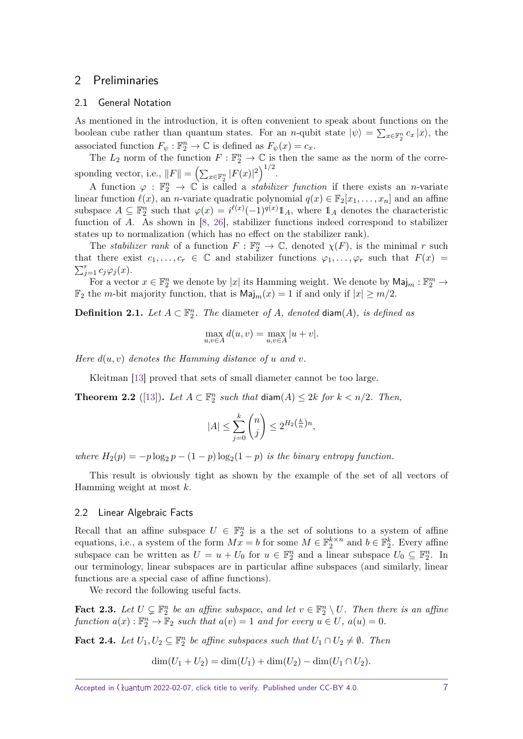## 2 Preliminaries

### 2.1 General Notation

As mentioned in the introduction, it is often convenient to speak about functions on the boolean cube rather than quantum states. For an $n$-qubit state $|\psi\rangle = \sum_{x\in\mathbb{F}_2^n} c_x |x\rangle$, the associated function $F_\psi : \mathbb{F}_2^n \to \mathbb{C}$ is defined as $F_\psi(x) = c_x$.

The $L_2$ norm of the function $F : \mathbb{F}_2^n \to \mathbb{C}$ is then the same as the norm of the corresponding vector, i.e., $\|F\| = \left(\sum_{x\in\mathbb{F}_2^n} |F(x)|^2\right)^{1/2}$.

A function $\varphi : \mathbb{F}_2^n \to \mathbb{C}$ is called a *stabilizer function* if there exists an $n$-variate linear function $\ell(x)$, an $n$-variate quadratic polynomial $q(x) \in \mathbb{F}_2[x_1, \ldots, x_n]$ and an affine subspace $A \subseteq \mathbb{F}_2^n$ such that $\varphi(x) = i^{\ell(x)}(-1)^{q(x)}\mathbb{1}_A$, where $\mathbb{1}_A$ denotes the characteristic function of $A$. As shown in [8, 26], stabilizer functions indeed correspond to stabilizer states up to normalization (which has no effect on the stabilizer rank).

The *stabilizer rank* of a function $F : \mathbb{F}_2^n \to \mathbb{C}$, denoted $\chi(F)$, is the minimal $r$ such that there exist $c_1, \ldots, c_r \in \mathbb{C}$ and stabilizer functions $\varphi_1, \ldots, \varphi_r$ such that $F(x) = \sum_{j=1}^r c_j \varphi_j(x)$.

For a vector $x \in \mathbb{F}_2^n$ we denote by $|x|$ its Hamming weight. We denote by $\mathsf{Maj}_m : \mathbb{F}_2^m \to \mathbb{F}_2$ the $m$-bit majority function, that is $\mathsf{Maj}_m(x) = 1$ if and only if $|x| \geq m/2$.

**Definition 2.1.** *Let $A \subset \mathbb{F}_2^n$. The* diameter *of $A$, denoted* $\mathsf{diam}(A)$*, is defined as*

$$\max_{u,v\in A} d(u, v) = \max_{u,v\in A} |u + v|.$$

*Here $d(u, v)$ denotes the Hamming distance of $u$ and $v$.*

Kleitman [13] proved that sets of small diameter cannot be too large.

**Theorem 2.2** ([13])**.** *Let $A \subset \mathbb{F}_2^n$ such that $\mathsf{diam}(A) \leq 2k$ for $k < n/2$. Then,*

$$|A| \leq \sum_{j=0}^{k} \binom{n}{j} \leq 2^{H_2(\frac{k}{n})n},$$

*where $H_2(p) = -p \log_2 p - (1 - p) \log_2(1 - p)$ is the binary entropy function.*

This result is obviously tight as shown by the example of the set of all vectors of Hamming weight at most $k$.

### 2.2 Linear Algebraic Facts

Recall that an affine subspace $U \in \mathbb{F}_2^n$ is a the set of solutions to a system of affine equations, i.e., a system of the form $Mx = b$ for some $M \in \mathbb{F}_2^{k\times n}$ and $b \in \mathbb{F}_2^k$. Every affine subspace can be written as $U = u + U_0$ for $u \in \mathbb{F}_2^n$ and a linear subspace $U_0 \subseteq \mathbb{F}_2^n$. In our terminology, linear subspaces are in particular affine subspaces (and similarly, linear functions are a special case of affine functions).

We record the following useful facts.

**Fact 2.3.** *Let $U \subsetneq \mathbb{F}_2^n$ be an affine subspace, and let $v \in \mathbb{F}_2^n \setminus U$. Then there is an affine function $a(x) : \mathbb{F}_2^n \to \mathbb{F}_2$ such that $a(v) = 1$ and for every $u \in U$, $a(u) = 0$.*

**Fact 2.4.** *Let $U_1, U_2 \subseteq \mathbb{F}_2^n$ be affine subspaces such that $U_1 \cap U_2 \neq \emptyset$. Then*

$$\dim(U_1 + U_2) = \dim(U_1) + \dim(U_2) - \dim(U_1 \cap U_2).$$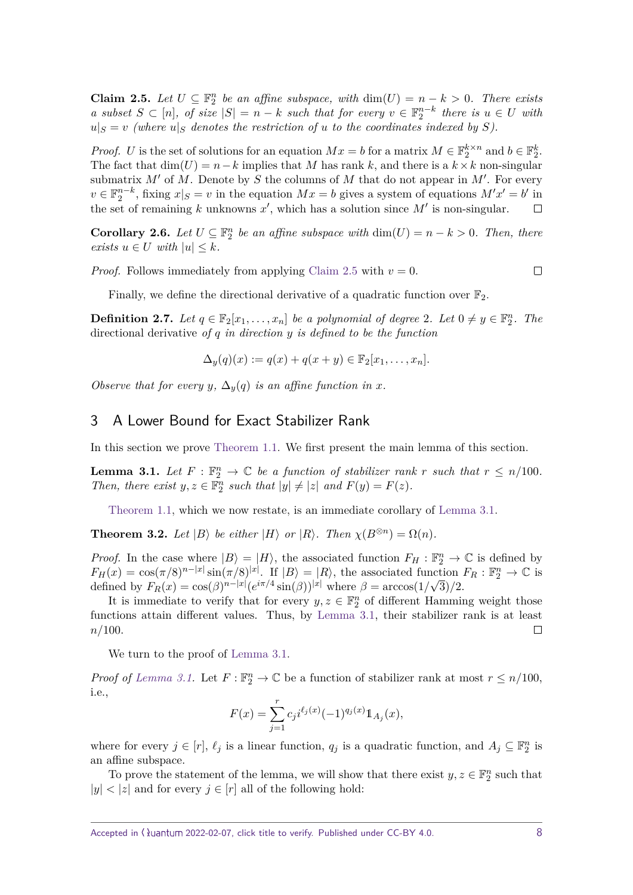**Claim 2.5.** *Let $U \subseteq \mathbb{F}_2^n$ be an affine subspace, with $\dim(U) = n - k > 0$. There exists a subset $S \subset [n]$, of size $|S| = n - k$ such that for every $v \in \mathbb{F}_2^{n-k}$ there is $u \in U$ with $u|_S = v$ (where $u|_S$ denotes the restriction of $u$ to the coordinates indexed by $S$).*

*Proof.* $U$ is the set of solutions for an equation $Mx = b$ for a matrix $M \in \mathbb{F}_2^{k \times n}$ and $b \in \mathbb{F}_2^k$. The fact that $\dim(U) = n - k$ implies that $M$ has rank $k$, and there is a $k \times k$ non-singular submatrix $M'$ of $M$. Denote by $S$ the columns of $M$ that do not appear in $M'$. For every $v \in \mathbb{F}_2^{n-k}$, fixing $x|_S = v$ in the equation $Mx = b$ gives a system of equations $M'x' = b'$ in the set of remaining $k$ unknowns $x'$, which has a solution since $M'$ is non-singular. ◻

**Corollary 2.6.** *Let $U \subseteq \mathbb{F}_2^n$ be an affine subspace with $\dim(U) = n - k > 0$. Then, there exists $u \in U$ with $|u| \leq k$.*

*Proof.* Follows immediately from applying Claim 2.5 with $v = 0$. ◻

Finally, we define the directional derivative of a quadratic function over $\mathbb{F}_2$.

**Definition 2.7.** *Let $q \in \mathbb{F}_2[x_1, \ldots, x_n]$ be a polynomial of degree 2. Let $0 \neq y \in \mathbb{F}_2^n$. The* directional derivative *of $q$ in direction $y$ is defined to be the function*

$$\Delta_y(q)(x) := q(x) + q(x + y) \in \mathbb{F}_2[x_1, \ldots, x_n].$$

*Observe that for every $y$, $\Delta_y(q)$ is an affine function in $x$.*

## 3 A Lower Bound for Exact Stabilizer Rank

In this section we prove Theorem 1.1. We first present the main lemma of this section.

**Lemma 3.1.** *Let $F : \mathbb{F}_2^n \to \mathbb{C}$ be a function of stabilizer rank $r$ such that $r \leq n/100$. Then, there exist $y, z \in \mathbb{F}_2^n$ such that $|y| \neq |z|$ and $F(y) = F(z)$.*

Theorem 1.1, which we now restate, is an immediate corollary of Lemma 3.1.

**Theorem 3.2.** *Let $|B\rangle$ be either $|H\rangle$ or $|R\rangle$. Then $\chi(B^{\otimes n}) = \Omega(n)$.*

*Proof.* In the case where $|B\rangle = |H\rangle$, the associated function $F_H : \mathbb{F}_2^n \to \mathbb{C}$ is defined by $F_H(x) = \cos(\pi/8)^{n-|x|} \sin(\pi/8)^{|x|}$. If $|B\rangle = |R\rangle$, the associated function $F_R : \mathbb{F}_2^n \to \mathbb{C}$ is defined by $F_R(x) = \cos(\beta)^{n-|x|}(e^{i\pi/4}\sin(\beta))^{|x|}$ where $\beta = \arccos(1/\sqrt{3})/2$.

It is immediate to verify that for every $y, z \in \mathbb{F}_2^n$ of different Hamming weight those functions attain different values. Thus, by Lemma 3.1, their stabilizer rank is at least $n/100$. ◻

We turn to the proof of Lemma 3.1.

*Proof of Lemma 3.1.* Let $F : \mathbb{F}_2^n \to \mathbb{C}$ be a function of stabilizer rank at most $r \leq n/100$, i.e.,

$$F(x) = \sum_{j=1}^{r} c_j i^{\ell_j(x)} (-1)^{q_j(x)} \mathbb{1}_{A_j}(x),$$

where for every $j \in [r]$, $\ell_j$ is a linear function, $q_j$ is a quadratic function, and $A_j \subseteq \mathbb{F}_2^n$ is an affine subspace.

To prove the statement of the lemma, we will show that there exist $y, z \in \mathbb{F}_2^n$ such that $|y| < |z|$ and for every $j \in [r]$ all of the following hold: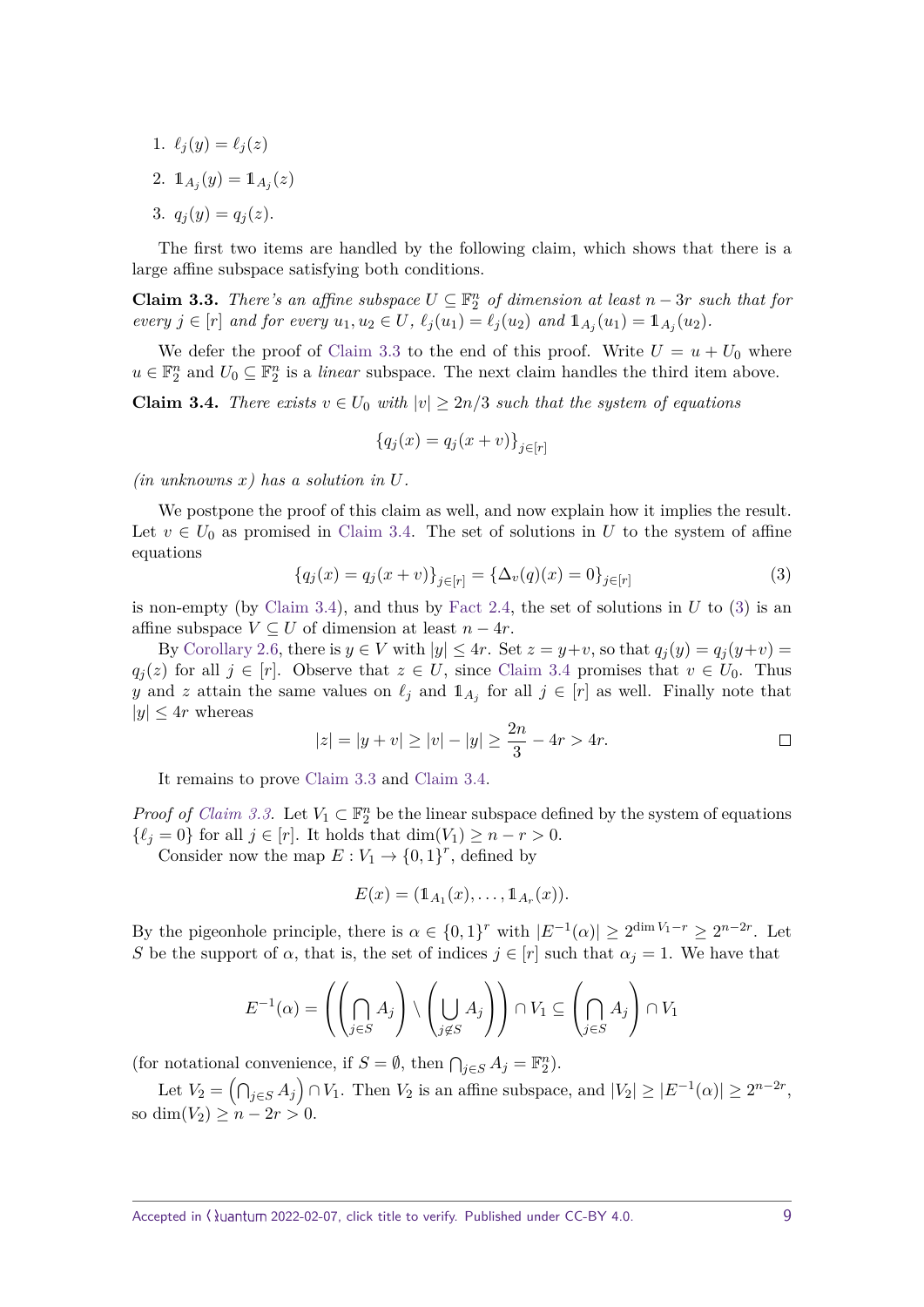1. $\ell_j(y) = \ell_j(z)$
2. $\mathbb{1}_{A_j}(y) = \mathbb{1}_{A_j}(z)$
3. $q_j(y) = q_j(z)$.

The first two items are handled by the following claim, which shows that there is a large affine subspace satisfying both conditions.

**Claim 3.3.** *There's an affine subspace $U \subseteq \mathbb{F}_2^n$ of dimension at least $n - 3r$ such that for every $j \in [r]$ and for every $u_1, u_2 \in U$, $\ell_j(u_1) = \ell_j(u_2)$ and $\mathbb{1}_{A_j}(u_1) = \mathbb{1}_{A_j}(u_2)$.*

We defer the proof of Claim 3.3 to the end of this proof. Write $U = u + U_0$ where $u \in \mathbb{F}_2^n$ and $U_0 \subseteq \mathbb{F}_2^n$ is a *linear* subspace. The next claim handles the third item above.

**Claim 3.4.** *There exists $v \in U_0$ with $|v| \geq 2n/3$ such that the system of equations*

$$\{q_j(x) = q_j(x+v)\}_{j \in [r]}$$

*(in unknowns $x$) has a solution in $U$.*

We postpone the proof of this claim as well, and now explain how it implies the result. Let $v \in U_0$ as promised in Claim 3.4. The set of solutions in $U$ to the system of affine equations

$$\{q_j(x) = q_j(x+v)\}_{j \in [r]} = \{\Delta_v(q)(x) = 0\}_{j \in [r]} \tag{3}$$

is non-empty (by Claim 3.4), and thus by Fact 2.4, the set of solutions in $U$ to (3) is an affine subspace $V \subseteq U$ of dimension at least $n - 4r$.

By Corollary 2.6, there is $y \in V$ with $|y| \leq 4r$. Set $z = y + v$, so that $q_j(y) = q_j(y+v) = q_j(z)$ for all $j \in [r]$. Observe that $z \in U$, since Claim 3.4 promises that $v \in U_0$. Thus $y$ and $z$ attain the same values on $\ell_j$ and $\mathbb{1}_{A_j}$ for all $j \in [r]$ as well. Finally note that $|y| \leq 4r$ whereas

$$|z| = |y + v| \geq |v| - |y| \geq \frac{2n}{3} - 4r > 4r. \qquad \square$$

It remains to prove Claim 3.3 and Claim 3.4.

*Proof of Claim 3.3.* Let $V_1 \subset \mathbb{F}_2^n$ be the linear subspace defined by the system of equations $\{\ell_j = 0\}$ for all $j \in [r]$. It holds that $\dim(V_1) \geq n - r > 0$.

Consider now the map $E : V_1 \to \{0,1\}^r$, defined by

$$E(x) = (\mathbb{1}_{A_1}(x), \ldots, \mathbb{1}_{A_r}(x)).$$

By the pigeonhole principle, there is $\alpha \in \{0,1\}^r$ with $|E^{-1}(\alpha)| \geq 2^{\dim V_1 - r} \geq 2^{n-2r}$. Let $S$ be the support of $\alpha$, that is, the set of indices $j \in [r]$ such that $\alpha_j = 1$. We have that

$$E^{-1}(\alpha) = \left( \left( \bigcap_{j \in S} A_j \right) \setminus \left( \bigcup_{j \notin S} A_j \right) \right) \cap V_1 \subseteq \left( \bigcap_{j \in S} A_j \right) \cap V_1$$

(for notational convenience, if $S = \emptyset$, then $\bigcap_{j \in S} A_j = \mathbb{F}_2^n$).

Let $V_2 = \left( \bigcap_{j \in S} A_j \right) \cap V_1$. Then $V_2$ is an affine subspace, and $|V_2| \geq |E^{-1}(\alpha)| \geq 2^{n-2r}$, so $\dim(V_2) \geq n - 2r > 0$.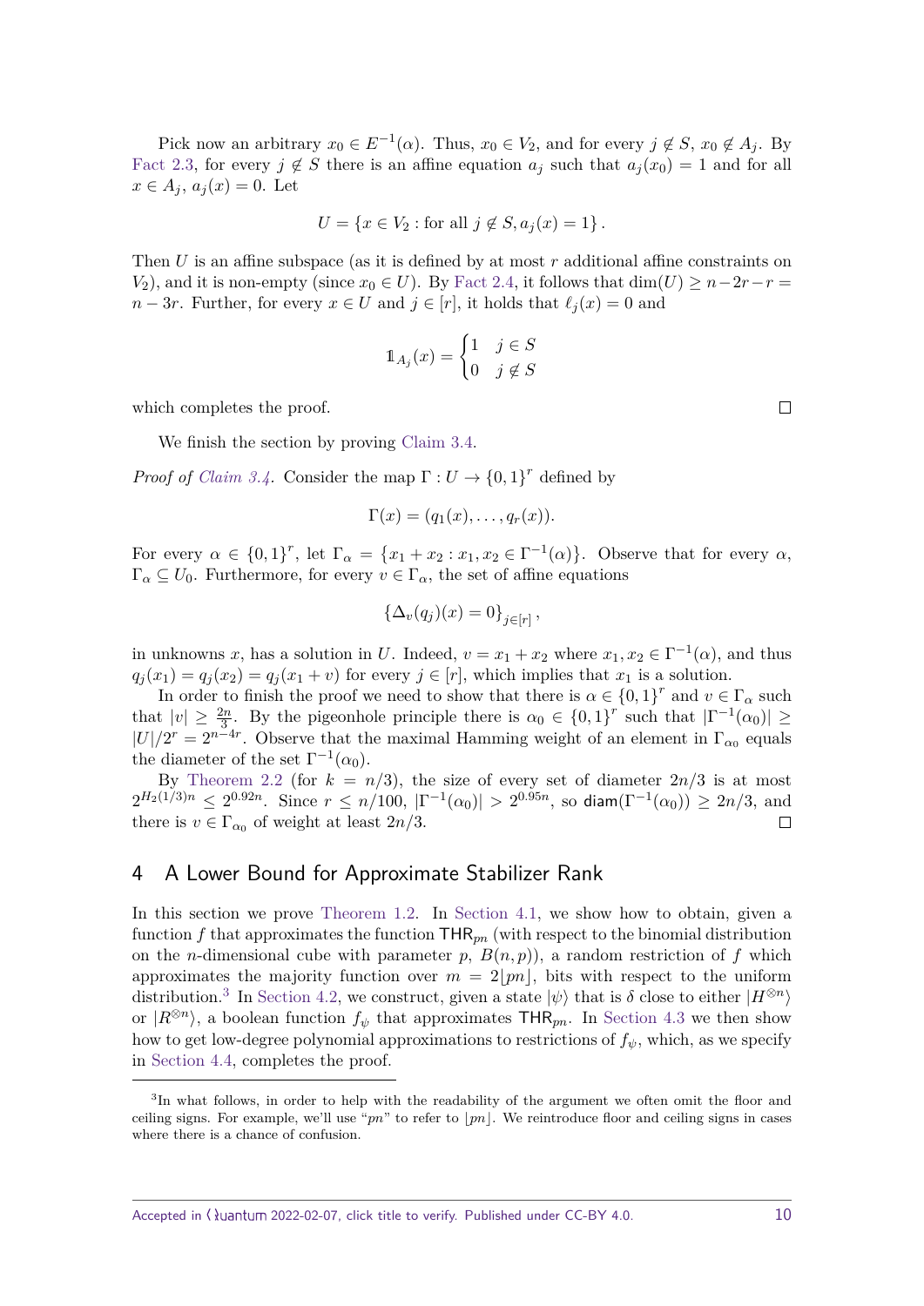Pick now an arbitrary $x_0 \in E^{-1}(\alpha)$. Thus, $x_0 \in V_2$, and for every $j \notin S$, $x_0 \notin A_j$. By Fact 2.3, for every $j \notin S$ there is an affine equation $a_j$ such that $a_j(x_0) = 1$ and for all $x \in A_j$, $a_j(x) = 0$. Let

$$U = \{x \in V_2 : \text{for all } j \notin S, a_j(x) = 1\}.$$

Then $U$ is an affine subspace (as it is defined by at most $r$ additional affine constraints on $V_2$), and it is non-empty (since $x_0 \in U$). By Fact 2.4, it follows that $\dim(U) \geq n - 2r - r = n - 3r$. Further, for every $x \in U$ and $j \in [r]$, it holds that $\ell_j(x) = 0$ and

$$\mathbb{1}_{A_j}(x) = \begin{cases} 1 & j \in S \\ 0 & j \notin S \end{cases}$$

which completes the proof. ∎

We finish the section by proving Claim 3.4.

*Proof of Claim 3.4.* Consider the map $\Gamma : U \to \{0,1\}^r$ defined by

$$\Gamma(x) = (q_1(x), \ldots, q_r(x)).$$

For every $\alpha \in \{0,1\}^r$, let $\Gamma_\alpha = \{x_1 + x_2 : x_1, x_2 \in \Gamma^{-1}(\alpha)\}$. Observe that for every $\alpha$, $\Gamma_\alpha \subseteq U_0$. Furthermore, for every $v \in \Gamma_\alpha$, the set of affine equations

$$\{\Delta_v(q_j)(x) = 0\}_{j \in [r]},$$

in unknowns $x$, has a solution in $U$. Indeed, $v = x_1 + x_2$ where $x_1, x_2 \in \Gamma^{-1}(\alpha)$, and thus $q_j(x_1) = q_j(x_2) = q_j(x_1 + v)$ for every $j \in [r]$, which implies that $x_1$ is a solution.

In order to finish the proof we need to show that there is $\alpha \in \{0,1\}^r$ and $v \in \Gamma_\alpha$ such that $|v| \geq \frac{2n}{3}$. By the pigeonhole principle there is $\alpha_0 \in \{0,1\}^r$ such that $|\Gamma^{-1}(\alpha_0)| \geq |U|/2^r = 2^{n-4r}$. Observe that the maximal Hamming weight of an element in $\Gamma_{\alpha_0}$ equals the diameter of the set $\Gamma^{-1}(\alpha_0)$.

By Theorem 2.2 (for $k = n/3$), the size of every set of diameter $2n/3$ is at most $2^{H_2(1/3)n} \leq 2^{0.92n}$. Since $r \leq n/100$, $|\Gamma^{-1}(\alpha_0)| > 2^{0.95n}$, so $\mathsf{diam}(\Gamma^{-1}(\alpha_0)) \geq 2n/3$, and there is $v \in \Gamma_{\alpha_0}$ of weight at least $2n/3$. ∎

# 4 A Lower Bound for Approximate Stabilizer Rank

In this section we prove Theorem 1.2. In Section 4.1, we show how to obtain, given a function $f$ that approximates the function $\mathsf{THR}_{pn}$ (with respect to the binomial distribution on the $n$-dimensional cube with parameter $p$, $B(n,p)$), a random restriction of $f$ which approximates the majority function over $m = 2\lfloor pn \rfloor$, bits with respect to the uniform distribution.[3] In Section 4.2, we construct, given a state $|\psi\rangle$ that is $\delta$ close to either $|H^{\otimes n}\rangle$ or $|R^{\otimes n}\rangle$, a boolean function $f_\psi$ that approximates $\mathsf{THR}_{pn}$. In Section 4.3 we then show how to get low-degree polynomial approximations to restrictions of $f_\psi$, which, as we specify in Section 4.4, completes the proof.

[3] In what follows, in order to help with the readability of the argument we often omit the floor and ceiling signs. For example, we'll use "$pn$" to refer to $\lfloor pn \rfloor$. We reintroduce floor and ceiling signs in cases where there is a chance of confusion.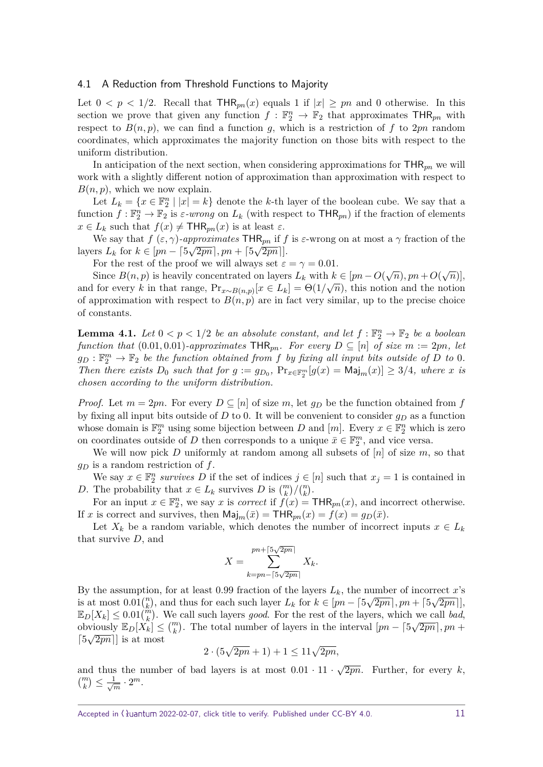### 4.1 A Reduction from Threshold Functions to Majority

Let $0 < p < 1/2$. Recall that $\mathsf{THR}_{pn}(x)$ equals 1 if $|x| \geq pn$ and 0 otherwise. In this section we prove that given any function $f : \mathbb{F}_2^n \to \mathbb{F}_2$ that approximates $\mathsf{THR}_{pn}$ with respect to $B(n,p)$, we can find a function $g$, which is a restriction of $f$ to $2pn$ random coordinates, which approximates the majority function on those bits with respect to the uniform distribution.

In anticipation of the next section, when considering approximations for $\mathsf{THR}_{pn}$ we will work with a slightly different notion of approximation than approximation with respect to $B(n,p)$, which we now explain.

Let $L_k = \{x \in \mathbb{F}_2^n \mid |x| = k\}$ denote the $k$-th layer of the boolean cube. We say that a function $f : \mathbb{F}_2^n \to \mathbb{F}_2$ is *$\varepsilon$-wrong* on $L_k$ (with respect to $\mathsf{THR}_{pn}$) if the fraction of elements $x \in L_k$ such that $f(x) \neq \mathsf{THR}_{pn}(x)$ is at least $\varepsilon$.

We say that $f$ *$(\varepsilon, \gamma)$-approximates* $\mathsf{THR}_{pn}$ if $f$ is $\varepsilon$-wrong on at most a $\gamma$ fraction of the layers $L_k$ for $k \in [pn - \lceil 5\sqrt{2pn}\rceil, pn + \lceil 5\sqrt{2pn}\rceil]$.

For the rest of the proof we will always set $\varepsilon = \gamma = 0.01$.

Since $B(n,p)$ is heavily concentrated on layers $L_k$ with $k \in [pn - O(\sqrt{n}), pn + O(\sqrt{n})]$, and for every $k$ in that range, $\Pr_{x \sim B(n,p)}[x \in L_k] = \Theta(1/\sqrt{n})$, this notion and the notion of approximation with respect to $B(n,p)$ are in fact very similar, up to the precise choice of constants.

**Lemma 4.1.** *Let $0 < p < 1/2$ be an absolute constant, and let $f : \mathbb{F}_2^n \to \mathbb{F}_2$ be a boolean function that $(0.01, 0.01)$-approximates $\mathsf{THR}_{pn}$. For every $D \subseteq [n]$ of size $m := 2pn$, let $g_D : \mathbb{F}_2^m \to \mathbb{F}_2$ be the function obtained from $f$ by fixing all input bits outside of $D$ to 0. Then there exists $D_0$ such that for $g := g_{D_0}$, $\Pr_{x \in \mathbb{F}_2^m}[g(x) = \mathsf{Maj}_m(x)] \geq 3/4$, where $x$ is chosen according to the uniform distribution.*

*Proof.* Let $m = 2pn$. For every $D \subseteq [n]$ of size $m$, let $g_D$ be the function obtained from $f$ by fixing all input bits outside of $D$ to 0. It will be convenient to consider $g_D$ as a function whose domain is $\mathbb{F}_2^m$ using some bijection between $D$ and $[m]$. Every $x \in \mathbb{F}_2^n$ which is zero on coordinates outside of $D$ then corresponds to a unique $\bar{x} \in \mathbb{F}_2^m$, and vice versa.

We will now pick $D$ uniformly at random among all subsets of $[n]$ of size $m$, so that $g_D$ is a random restriction of $f$.

We say $x \in \mathbb{F}_2^n$ *survives* $D$ if the set of indices $j \in [n]$ such that $x_j = 1$ is contained in $D$. The probability that $x \in L_k$ survives $D$ is $\binom{m}{k}/\binom{n}{k}$.

For an input $x \in \mathbb{F}_2^n$, we say $x$ is *correct* if $f(x) = \mathsf{THR}_{pn}(x)$, and incorrect otherwise. If $x$ is correct and survives, then $\mathsf{Maj}_m(\bar{x}) = \mathsf{THR}_{pn}(x) = f(x) = g_D(\bar{x})$.

Let $X_k$ be a random variable, which denotes the number of incorrect inputs $x \in L_k$ that survive $D$, and

$$X = \sum_{k=pn-\lceil 5\sqrt{2pn}\rceil}^{pn+\lceil 5\sqrt{2pn}\rceil} X_k.$$

By the assumption, for at least 0.99 fraction of the layers $L_k$, the number of incorrect $x$'s is at most $0.01\binom{n}{k}$, and thus for each such layer $L_k$ for $k \in [pn - \lceil 5\sqrt{2pn}\rceil, pn + \lceil 5\sqrt{2pn}\rceil]$, $\mathbb{E}_D[X_k] \leq 0.01\binom{m}{k}$. We call such layers *good*. For the rest of the layers, which we call *bad*, obviously $\mathbb{E}_D[X_k] \leq \binom{m}{k}$. The total number of layers in the interval $[pn - \lceil 5\sqrt{2pn}\rceil, pn + \lceil 5\sqrt{2pn}\rceil]$ is at most

$$2 \cdot (5\sqrt{2pn} + 1) + 1 \leq 11\sqrt{2pn},$$

and thus the number of bad layers is at most $0.01 \cdot 11 \cdot \sqrt{2pn}$. Further, for every $k$, $\binom{m}{k} \leq \frac{1}{\sqrt{m}} \cdot 2^m$.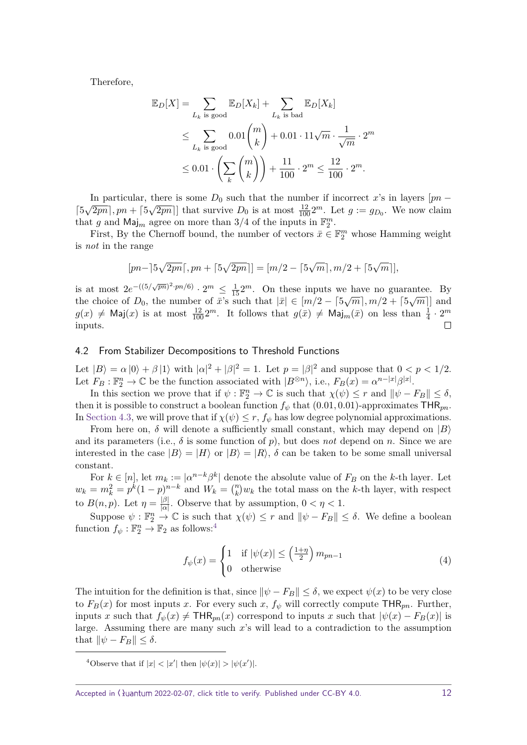Therefore,

$$\begin{aligned}
\mathbb{E}_D[X] &= \sum_{L_k \text{ is good}} \mathbb{E}_D[X_k] + \sum_{L_k \text{ is bad}} \mathbb{E}_D[X_k] \\
&\le \sum_{L_k \text{ is good}} 0.01 \binom{m}{k} + 0.01 \cdot 11\sqrt{m} \cdot \frac{1}{\sqrt{m}} \cdot 2^m \\
&\le 0.01 \cdot \left( \sum_k \binom{m}{k} \right) + \frac{11}{100} \cdot 2^m \le \frac{12}{100} \cdot 2^m.
\end{aligned}$$

In particular, there is some $D_0$ such that the number if incorrect $x$'s in layers $[pn - \lceil 5\sqrt{2pn} \rceil, pn + \lceil 5\sqrt{2pn} \rceil]$ that survive $D_0$ is at most $\frac{12}{100} 2^m$. Let $g := g_{D_0}$. We now claim that $g$ and $\mathsf{Maj}_m$ agree on more than $3/4$ of the inputs in $\mathbb{F}_2^m$.

First, By the Chernoff bound, the number of vectors $\bar{x} \in \mathbb{F}_2^m$ whose Hamming weight is *not* in the range

$$[pn - \rceil 5\sqrt{2pn} \lceil, pn + \lceil 5\sqrt{2pn} \rceil] = [m/2 - \lceil 5\sqrt{m} \rceil, m/2 + \lceil 5\sqrt{m} \rceil],$$

is at most $2e^{-((5/\sqrt{pn})^2 \cdot pn/6)} \cdot 2^m \le \frac{1}{15} 2^m$. On these inputs we have no guarantee. By the choice of $D_0$, the number of $\bar{x}$'s such that $|\bar{x}| \in [m/2 - \lceil 5\sqrt{m} \rceil, m/2 + \lceil 5\sqrt{m} \rceil]$ and $g(x) \ne \mathsf{Maj}(x)$ is at most $\frac{12}{100} 2^m$. It follows that $g(\bar{x}) \ne \mathsf{Maj}_m(\bar{x})$ on less than $\frac{1}{4} \cdot 2^m$ inputs. ◻

## 4.2 From Stabilizer Decompositions to Threshold Functions

Let $|B\rangle = \alpha |0\rangle + \beta |1\rangle$ with $|\alpha|^2 + |\beta|^2 = 1$. Let $p = |\beta|^2$ and suppose that $0 < p < 1/2$. Let $F_B : \mathbb{F}_2^n \to \mathbb{C}$ be the function associated with $|B^{\otimes n}\rangle$, i.e., $F_B(x) = \alpha^{n-|x|}\beta^{|x|}$.

In this section we prove that if $\psi : \mathbb{F}_2^n \to \mathbb{C}$ is such that $\chi(\psi) \le r$ and $\|\psi - F_B\| \le \delta$, then it is possible to construct a boolean function $f_\psi$ that $(0.01, 0.01)$-approximates $\mathsf{THR}_{pn}$. In Section 4.3, we will prove that if $\chi(\psi) \le r$, $f_\psi$ has low degree polynomial approximations.

From here on, $\delta$ will denote a sufficiently small constant, which may depend on $|B\rangle$ and its parameters (i.e., $\delta$ is some function of $p$), but does *not* depend on $n$. Since we are interested in the case $|B\rangle = |H\rangle$ or $|B\rangle = |R\rangle$, $\delta$ can be taken to be some small universal constant.

For $k \in [n]$, let $m_k := |\alpha^{n-k}\beta^k|$ denote the absolute value of $F_B$ on the $k$-th layer. Let $w_k = m_k^2 = p^k(1-p)^{n-k}$ and $W_k = \binom{n}{k} w_k$ the total mass on the $k$-th layer, with respect to $B(n,p)$. Let $\eta = \frac{|\beta|}{|\alpha|}$. Observe that by assumption, $0 < \eta < 1$.

Suppose $\psi : \mathbb{F}_2^n \to \mathbb{C}$ is such that $\chi(\psi) \le r$ and $\|\psi - F_B\| \le \delta$. We define a boolean function $f_\psi : \mathbb{F}_2^n \to \mathbb{F}_2$ as follows:[4]

$$f_\psi(x) = \begin{cases} 1 & \text{if } |\psi(x)| \le \left(\frac{1+\eta}{2}\right) m_{pn-1} \\ 0 & \text{otherwise} \end{cases} \tag{4}$$

The intuition for the definition is that, since $\|\psi - F_B\| \le \delta$, we expect $\psi(x)$ to be very close to $F_B(x)$ for most inputs $x$. For every such $x$, $f_\psi$ will correctly compute $\mathsf{THR}_{pn}$. Further, inputs $x$ such that $f_\psi(x) \ne \mathsf{THR}_{pn}(x)$ correspond to inputs $x$ such that $|\psi(x) - F_B(x)|$ is large. Assuming there are many such $x$'s will lead to a contradiction to the assumption that $\|\psi - F_B\| \le \delta$.

[4] Observe that if $|x| < |x'|$ then $|\psi(x)| > |\psi(x')|$.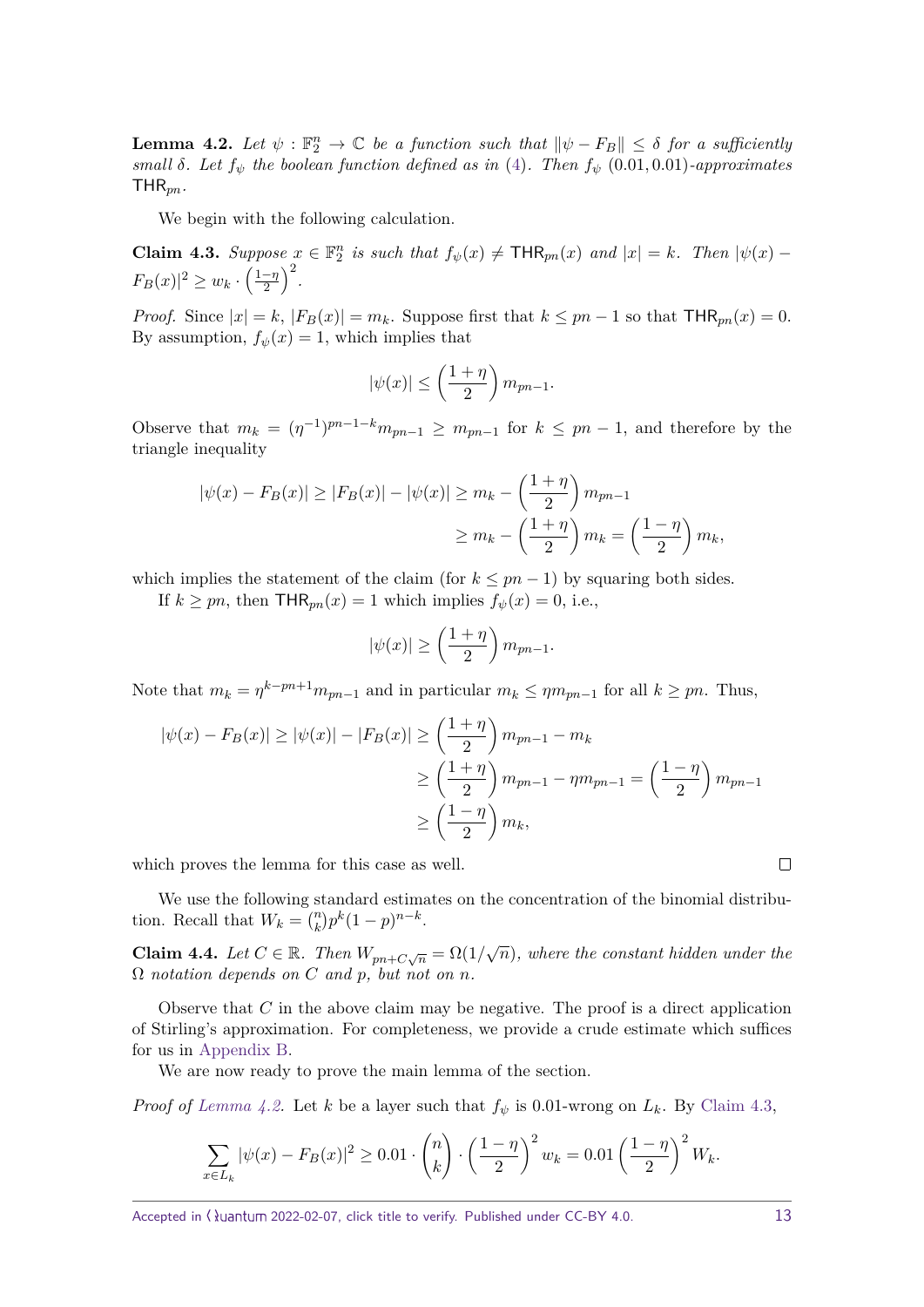**Lemma 4.2.** *Let $\psi : \mathbb{F}_2^n \to \mathbb{C}$ be a function such that $\|\psi - F_B\| \leq \delta$ for a sufficiently small $\delta$. Let $f_\psi$ the boolean function defined as in (4). Then $f_\psi$ $(0.01, 0.01)$-approximates $\mathsf{THR}_{pn}$.*

We begin with the following calculation.

**Claim 4.3.** *Suppose $x \in \mathbb{F}_2^n$ is such that $f_\psi(x) \neq \mathsf{THR}_{pn}(x)$ and $|x| = k$. Then $|\psi(x) - F_B(x)|^2 \geq w_k \cdot \left(\frac{1-\eta}{2}\right)^2$.*

*Proof.* Since $|x| = k$, $|F_B(x)| = m_k$. Suppose first that $k \leq pn - 1$ so that $\mathsf{THR}_{pn}(x) = 0$. By assumption, $f_\psi(x) = 1$, which implies that

$$|\psi(x)| \leq \left(\frac{1+\eta}{2}\right) m_{pn-1}.$$

Observe that $m_k = (\eta^{-1})^{pn-1-k} m_{pn-1} \geq m_{pn-1}$ for $k \leq pn - 1$, and therefore by the triangle inequality

$$\begin{aligned} |\psi(x) - F_B(x)| \geq |F_B(x)| - |\psi(x)| &\geq m_k - \left(\frac{1+\eta}{2}\right) m_{pn-1} \\ &\geq m_k - \left(\frac{1+\eta}{2}\right) m_k = \left(\frac{1-\eta}{2}\right) m_k, \end{aligned}$$

which implies the statement of the claim (for $k \leq pn - 1$) by squaring both sides.

If $k \geq pn$, then $\mathsf{THR}_{pn}(x) = 1$ which implies $f_\psi(x) = 0$, i.e.,

$$|\psi(x)| \geq \left(\frac{1+\eta}{2}\right) m_{pn-1}.$$

Note that $m_k = \eta^{k-pn+1} m_{pn-1}$ and in particular $m_k \leq \eta m_{pn-1}$ for all $k \geq pn$. Thus,

$$\begin{aligned} |\psi(x) - F_B(x)| \geq |\psi(x)| - |F_B(x)| &\geq \left(\frac{1+\eta}{2}\right) m_{pn-1} - m_k \\ &\geq \left(\frac{1+\eta}{2}\right) m_{pn-1} - \eta m_{pn-1} = \left(\frac{1-\eta}{2}\right) m_{pn-1} \\ &\geq \left(\frac{1-\eta}{2}\right) m_k, \end{aligned}$$

which proves the lemma for this case as well. ◻

We use the following standard estimates on the concentration of the binomial distribution. Recall that $W_k = \binom{n}{k} p^k (1-p)^{n-k}$.

**Claim 4.4.** *Let $C \in \mathbb{R}$. Then $W_{pn + C\sqrt{n}} = \Omega(1/\sqrt{n})$, where the constant hidden under the $\Omega$ notation depends on $C$ and $p$, but not on $n$.*

Observe that $C$ in the above claim may be negative. The proof is a direct application of Stirling's approximation. For completeness, we provide a crude estimate which suffices for us in Appendix B.

We are now ready to prove the main lemma of the section.

*Proof of Lemma 4.2.* Let $k$ be a layer such that $f_\psi$ is 0.01-wrong on $L_k$. By Claim 4.3,

$$\sum_{x \in L_k} |\psi(x) - F_B(x)|^2 \geq 0.01 \cdot \binom{n}{k} \cdot \left(\frac{1-\eta}{2}\right)^2 w_k = 0.01 \left(\frac{1-\eta}{2}\right)^2 W_k.$$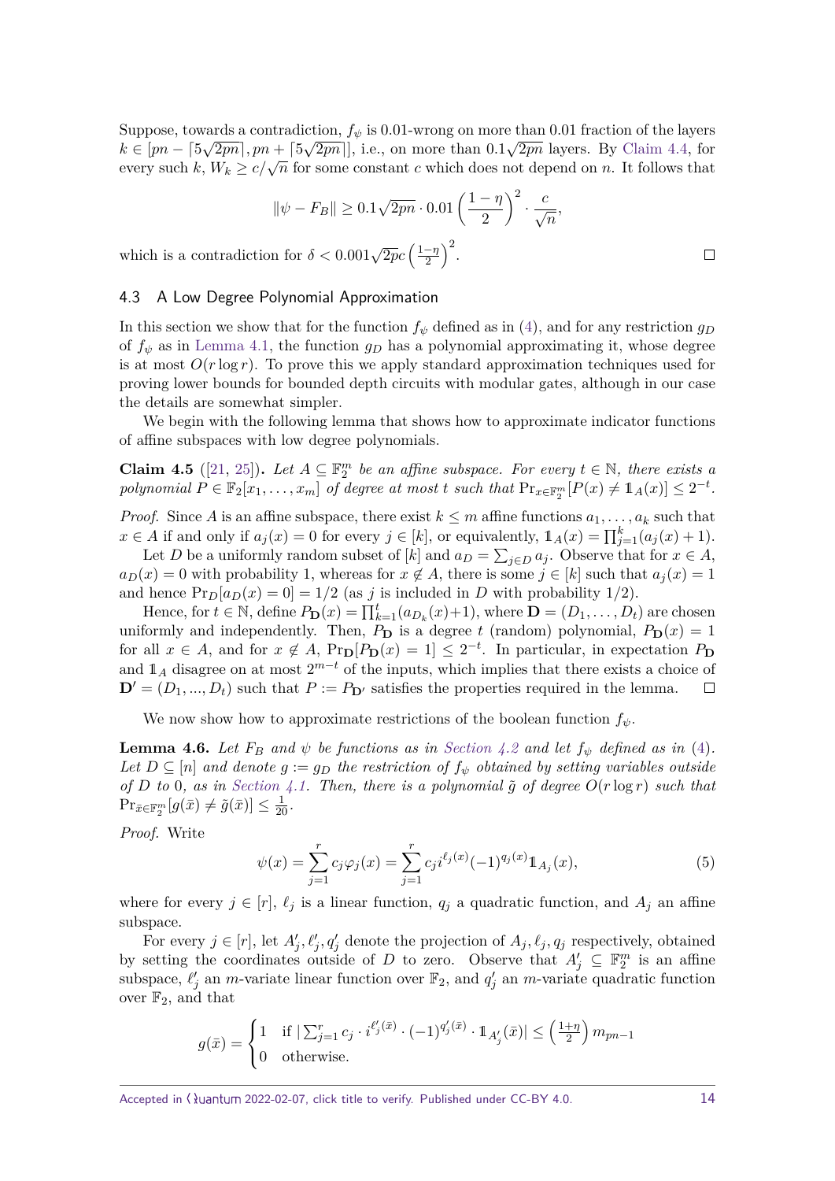Suppose, towards a contradiction, $f_\psi$ is 0.01-wrong on more than 0.01 fraction of the layers $k \in [pn - \lceil 5\sqrt{2pn}\rceil, pn + \lceil 5\sqrt{2pn}\rceil]$, i.e., on more than $0.1\sqrt{2pn}$ layers. By Claim 4.4, for every such $k$, $W_k \geq c/\sqrt{n}$ for some constant $c$ which does not depend on $n$. It follows that

$$\|\psi - F_B\| \geq 0.1\sqrt{2pn} \cdot 0.01 \left(\frac{1-\eta}{2}\right)^2 \cdot \frac{c}{\sqrt{n}},$$

which is a contradiction for $\delta < 0.001\sqrt{2p}c\left(\frac{1-\eta}{2}\right)^2$. ◻

### 4.3 A Low Degree Polynomial Approximation

In this section we show that for the function $f_\psi$ defined as in (4), and for any restriction $g_D$ of $f_\psi$ as in Lemma 4.1, the function $g_D$ has a polynomial approximating it, whose degree is at most $O(r \log r)$. To prove this we apply standard approximation techniques used for proving lower bounds for bounded depth circuits with modular gates, although in our case the details are somewhat simpler.

We begin with the following lemma that shows how to approximate indicator functions of affine subspaces with low degree polynomials.

**Claim 4.5** ([21, 25]). *Let $A \subseteq \mathbb{F}_2^m$ be an affine subspace. For every $t \in \mathbb{N}$, there exists a polynomial $P \in \mathbb{F}_2[x_1, \ldots, x_m]$ of degree at most $t$ such that $\Pr_{x \in \mathbb{F}_2^m}[P(x) \neq \mathbb{1}_A(x)] \leq 2^{-t}$.*

*Proof.* Since $A$ is an affine subspace, there exist $k \leq m$ affine functions $a_1, \ldots, a_k$ such that $x \in A$ if and only if $a_j(x) = 0$ for every $j \in [k]$, or equivalently, $\mathbb{1}_A(x) = \prod_{j=1}^k (a_j(x) + 1)$.

Let $D$ be a uniformly random subset of $[k]$ and $a_D = \sum_{j \in D} a_j$. Observe that for $x \in A$, $a_D(x) = 0$ with probability 1, whereas for $x \notin A$, there is some $j \in [k]$ such that $a_j(x) = 1$ and hence $\Pr_D[a_D(x) = 0] = 1/2$ (as $j$ is included in $D$ with probability 1/2).

Hence, for $t \in \mathbb{N}$, define $P_{\mathbf{D}}(x) = \prod_{k=1}^t (a_{D_k}(x)+1)$, where $\mathbf{D} = (D_1, \ldots, D_t)$ are chosen uniformly and independently. Then, $P_{\mathbf{D}}$ is a degree $t$ (random) polynomial, $P_{\mathbf{D}}(x) = 1$ for all $x \in A$, and for $x \notin A$, $\Pr_{\mathbf{D}}[P_{\mathbf{D}}(x) = 1] \leq 2^{-t}$. In particular, in expectation $P_{\mathbf{D}}$ and $\mathbb{1}_A$ disagree on at most $2^{m-t}$ of the inputs, which implies that there exists a choice of $\mathbf{D}' = (D_1, ..., D_t)$ such that $P := P_{\mathbf{D}'}$ satisfies the properties required in the lemma. ◻

We now show how to approximate restrictions of the boolean function $f_\psi$.

**Lemma 4.6.** *Let $F_B$ and $\psi$ be functions as in Section 4.2 and let $f_\psi$ defined as in (4). Let $D \subseteq [n]$ and denote $g := g_D$ the restriction of $f_\psi$ obtained by setting variables outside of $D$ to 0, as in Section 4.1. Then, there is a polynomial $\tilde{g}$ of degree $O(r \log r)$ such that $\Pr_{\bar{x} \in \mathbb{F}_2^m}[g(\bar{x}) \neq \tilde{g}(\bar{x})] \leq \frac{1}{20}$.*

*Proof.* Write

$$\psi(x) = \sum_{j=1}^r c_j \varphi_j(x) = \sum_{j=1}^r c_j i^{\ell_j(x)} (-1)^{q_j(x)} \mathbb{1}_{A_j}(x), \tag{5}$$

where for every $j \in [r]$, $\ell_j$ is a linear function, $q_j$ a quadratic function, and $A_j$ an affine subspace.

For every $j \in [r]$, let $A'_j, \ell'_j, q'_j$ denote the projection of $A_j, \ell_j, q_j$ respectively, obtained by setting the coordinates outside of $D$ to zero. Observe that $A'_j \subseteq \mathbb{F}_2^m$ is an affine subspace, $\ell'_j$ an $m$-variate linear function over $\mathbb{F}_2$, and $q'_j$ an $m$-variate quadratic function over $\mathbb{F}_2$, and that

$$g(\bar{x}) = \begin{cases} 1 & \text{if } |\sum_{j=1}^r c_j \cdot i^{\ell'_j(\bar{x})} \cdot (-1)^{q'_j(\bar{x})} \cdot \mathbb{1}_{A'_j}(\bar{x})| \leq \left(\frac{1+\eta}{2}\right) m_{pn-1} \\ 0 & \text{otherwise.} \end{cases}$$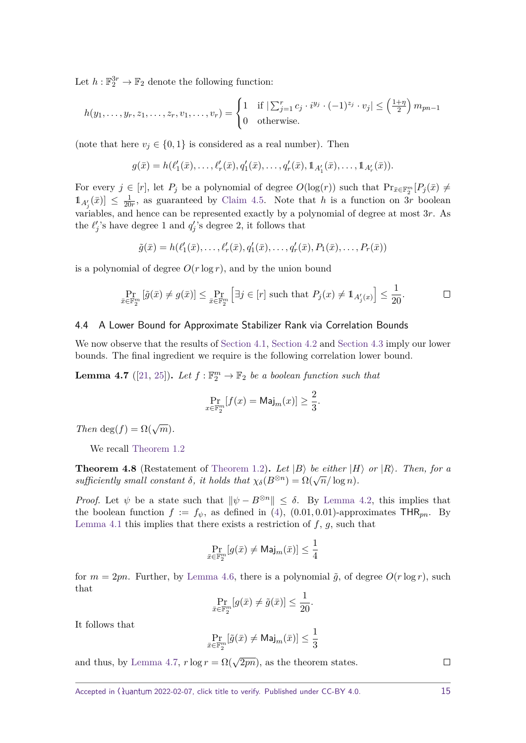Let $h : \mathbb{F}_2^{3r} \to \mathbb{F}_2$ denote the following function:

$$h(y_1, \ldots, y_r, z_1, \ldots, z_r, v_1, \ldots, v_r) = \begin{cases} 1 & \text{if } |\sum_{j=1}^{r} c_j \cdot i^{y_j} \cdot (-1)^{z_j} \cdot v_j| \leq \left(\frac{1+\eta}{2}\right) m_{pn-1} \\ 0 & \text{otherwise.} \end{cases}$$

(note that here $v_j \in \{0, 1\}$ is considered as a real number). Then

$$g(\bar{x}) = h(\ell'_1(\bar{x}), \ldots, \ell'_r(\bar{x}), q'_1(\bar{x}), \ldots, q'_r(\bar{x}), \mathbb{1}_{A'_1}(\bar{x}), \ldots, \mathbb{1}_{A'_r}(\bar{x})).$$

For every $j \in [r]$, let $P_j$ be a polynomial of degree $O(\log(r))$ such that $\Pr_{\bar{x} \in \mathbb{F}_2^m}[P_j(\bar{x}) \neq \mathbb{1}_{A'_j}(\bar{x})] \leq \frac{1}{20r}$, as guaranteed by Claim 4.5. Note that $h$ is a function on $3r$ boolean variables, and hence can be represented exactly by a polynomial of degree at most $3r$. As the $\ell'_j$'s have degree 1 and $q'_j$'s degree 2, it follows that

$$\tilde{g}(\bar{x}) = h(\ell'_1(\bar{x}), \ldots, \ell'_r(\bar{x}), q'_1(\bar{x}), \ldots, q'_r(\bar{x}), P_1(\bar{x}), \ldots, P_r(\bar{x}))$$

is a polynomial of degree $O(r \log r)$, and by the union bound

$$\Pr_{\bar{x} \in \mathbb{F}_2^m}[\tilde{g}(\bar{x}) \neq g(\bar{x})] \leq \Pr_{\bar{x} \in \mathbb{F}_2^m}\left[\exists j \in [r] \text{ such that } P_j(x) \neq \mathbb{1}_{A'_j(x)}\right] \leq \frac{1}{20}.$$

□

## 4.4 A Lower Bound for Approximate Stabilizer Rank via Correlation Bounds

We now observe that the results of Section 4.1, Section 4.2 and Section 4.3 imply our lower bounds. The final ingredient we require is the following correlation lower bound.

**Lemma 4.7** ([21, 25])**.** *Let $f : \mathbb{F}_2^m \to \mathbb{F}_2$ be a boolean function such that*

$$\Pr_{x \in \mathbb{F}_2^m}[f(x) = \mathsf{Maj}_m(x)] \geq \frac{2}{3}.$$

*Then $\deg(f) = \Omega(\sqrt{m})$.*

We recall Theorem 1.2

**Theorem 4.8** (Restatement of Theorem 1.2)**.** *Let $|B\rangle$ be either $|H\rangle$ or $|R\rangle$. Then, for a sufficiently small constant $\delta$, it holds that $\chi_\delta(B^{\otimes n}) = \Omega(\sqrt{n}/\log n)$.*

*Proof.* Let $\psi$ be a state such that $\|\psi - B^{\otimes n}\| \leq \delta$. By Lemma 4.2, this implies that the boolean function $f := f_\psi$, as defined in (4), $(0.01, 0.01)$-approximates $\mathsf{THR}_{pn}$. By Lemma 4.1 this implies that there exists a restriction of $f$, $g$, such that

$$\Pr_{\bar{x} \in \mathbb{F}_2^m}[g(\bar{x}) \neq \mathsf{Maj}_m(\bar{x})] \leq \frac{1}{4}$$

for $m = 2pn$. Further, by Lemma 4.6, there is a polynomial $\tilde{g}$, of degree $O(r \log r)$, such that

$$\Pr_{\bar{x} \in \mathbb{F}_2^m}[g(\bar{x}) \neq \tilde{g}(\bar{x})] \leq \frac{1}{20}.$$

It follows that

$$\Pr_{\bar{x} \in \mathbb{F}_2^m}[\tilde{g}(\bar{x}) \neq \mathsf{Maj}_m(\bar{x})] \leq \frac{1}{3}$$

and thus, by Lemma 4.7, $r \log r = \Omega(\sqrt{2pn})$, as the theorem states. □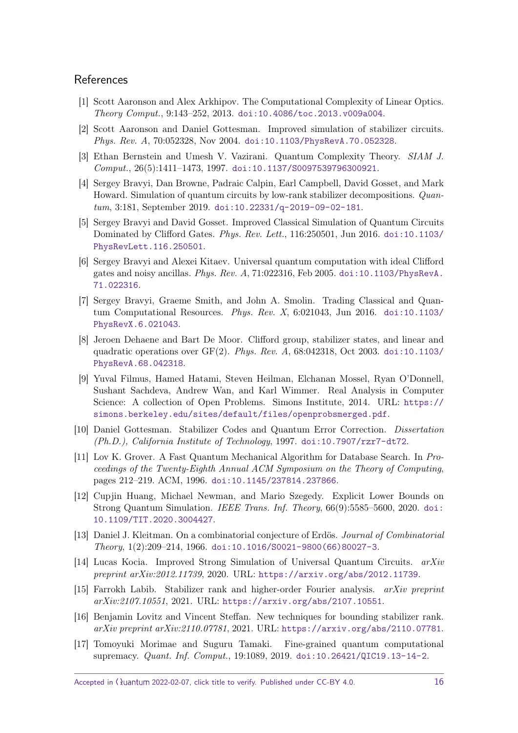## References

[1] Scott Aaronson and Alex Arkhipov. The Computational Complexity of Linear Optics. *Theory Comput.*, 9:143–252, 2013. doi:10.4086/toc.2013.v009a004.

[2] Scott Aaronson and Daniel Gottesman. Improved simulation of stabilizer circuits. *Phys. Rev. A*, 70:052328, Nov 2004. doi:10.1103/PhysRevA.70.052328.

[3] Ethan Bernstein and Umesh V. Vazirani. Quantum Complexity Theory. *SIAM J. Comput.*, 26(5):1411–1473, 1997. doi:10.1137/S0097539796300921.

[4] Sergey Bravyi, Dan Browne, Padraic Calpin, Earl Campbell, David Gosset, and Mark Howard. Simulation of quantum circuits by low-rank stabilizer decompositions. *Quantum*, 3:181, September 2019. doi:10.22331/q-2019-09-02-181.

[5] Sergey Bravyi and David Gosset. Improved Classical Simulation of Quantum Circuits Dominated by Clifford Gates. *Phys. Rev. Lett.*, 116:250501, Jun 2016. doi:10.1103/PhysRevLett.116.250501.

[6] Sergey Bravyi and Alexei Kitaev. Universal quantum computation with ideal Clifford gates and noisy ancillas. *Phys. Rev. A*, 71:022316, Feb 2005. doi:10.1103/PhysRevA.71.022316.

[7] Sergey Bravyi, Graeme Smith, and John A. Smolin. Trading Classical and Quantum Computational Resources. *Phys. Rev. X*, 6:021043, Jun 2016. doi:10.1103/PhysRevX.6.021043.

[8] Jeroen Dehaene and Bart De Moor. Clifford group, stabilizer states, and linear and quadratic operations over GF(2). *Phys. Rev. A*, 68:042318, Oct 2003. doi:10.1103/PhysRevA.68.042318.

[9] Yuval Filmus, Hamed Hatami, Steven Heilman, Elchanan Mossel, Ryan O'Donnell, Sushant Sachdeva, Andrew Wan, and Karl Wimmer. Real Analysis in Computer Science: A collection of Open Problems. Simons Institute, 2014. URL: https://simons.berkeley.edu/sites/default/files/openprobsmerged.pdf.

[10] Daniel Gottesman. Stabilizer Codes and Quantum Error Correction. *Dissertation (Ph.D.), California Institute of Technology*, 1997. doi:10.7907/rzr7-dt72.

[11] Lov K. Grover. A Fast Quantum Mechanical Algorithm for Database Search. In *Proceedings of the Twenty-Eighth Annual ACM Symposium on the Theory of Computing*, pages 212–219. ACM, 1996. doi:10.1145/237814.237866.

[12] Cupjin Huang, Michael Newman, and Mario Szegedy. Explicit Lower Bounds on Strong Quantum Simulation. *IEEE Trans. Inf. Theory*, 66(9):5585–5600, 2020. doi:10.1109/TIT.2020.3004427.

[13] Daniel J. Kleitman. On a combinatorial conjecture of Erdös. *Journal of Combinatorial Theory*, 1(2):209–214, 1966. doi:10.1016/S0021-9800(66)80027-3.

[14] Lucas Kocia. Improved Strong Simulation of Universal Quantum Circuits. *arXiv preprint arXiv:2012.11739*, 2020. URL: https://arxiv.org/abs/2012.11739.

[15] Farrokh Labib. Stabilizer rank and higher-order Fourier analysis. *arXiv preprint arXiv:2107.10551*, 2021. URL: https://arxiv.org/abs/2107.10551.

[16] Benjamin Lovitz and Vincent Steffan. New techniques for bounding stabilizer rank. *arXiv preprint arXiv:2110.07781*, 2021. URL: https://arxiv.org/abs/2110.07781.

[17] Tomoyuki Morimae and Suguru Tamaki. Fine-grained quantum computational supremacy. *Quant. Inf. Comput.*, 19:1089, 2019. doi:10.26421/QIC19.13-14-2.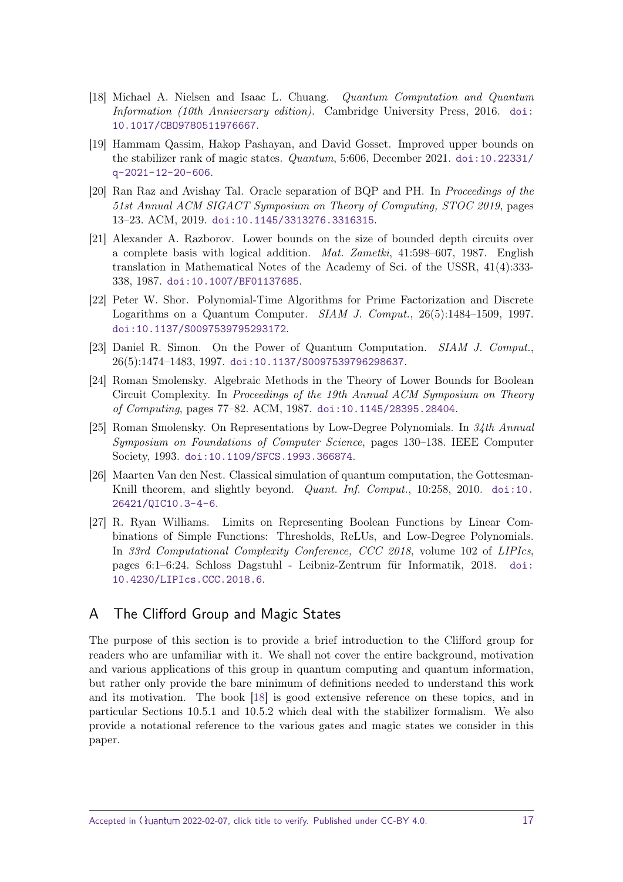[18] Michael A. Nielsen and Isaac L. Chuang. *Quantum Computation and Quantum Information (10th Anniversary edition)*. Cambridge University Press, 2016. doi:10.1017/CBO9780511976667.

[19] Hammam Qassim, Hakop Pashayan, and David Gosset. Improved upper bounds on the stabilizer rank of magic states. *Quantum*, 5:606, December 2021. doi:10.22331/q-2021-12-20-606.

[20] Ran Raz and Avishay Tal. Oracle separation of BQP and PH. In *Proceedings of the 51st Annual ACM SIGACT Symposium on Theory of Computing, STOC 2019*, pages 13–23. ACM, 2019. doi:10.1145/3313276.3316315.

[21] Alexander A. Razborov. Lower bounds on the size of bounded depth circuits over a complete basis with logical addition. *Mat. Zametki*, 41:598–607, 1987. English translation in Mathematical Notes of the Academy of Sci. of the USSR, 41(4):333-338, 1987. doi:10.1007/BF01137685.

[22] Peter W. Shor. Polynomial-Time Algorithms for Prime Factorization and Discrete Logarithms on a Quantum Computer. *SIAM J. Comput.*, 26(5):1484–1509, 1997. doi:10.1137/S0097539795293172.

[23] Daniel R. Simon. On the Power of Quantum Computation. *SIAM J. Comput.*, 26(5):1474–1483, 1997. doi:10.1137/S0097539796298637.

[24] Roman Smolensky. Algebraic Methods in the Theory of Lower Bounds for Boolean Circuit Complexity. In *Proceedings of the 19th Annual ACM Symposium on Theory of Computing*, pages 77–82. ACM, 1987. doi:10.1145/28395.28404.

[25] Roman Smolensky. On Representations by Low-Degree Polynomials. In *34th Annual Symposium on Foundations of Computer Science*, pages 130–138. IEEE Computer Society, 1993. doi:10.1109/SFCS.1993.366874.

[26] Maarten Van den Nest. Classical simulation of quantum computation, the Gottesman-Knill theorem, and slightly beyond. *Quant. Inf. Comput.*, 10:258, 2010. doi:10.26421/QIC10.3-4-6.

[27] R. Ryan Williams. Limits on Representing Boolean Functions by Linear Combinations of Simple Functions: Thresholds, ReLUs, and Low-Degree Polynomials. In *33rd Computational Complexity Conference, CCC 2018*, volume 102 of *LIPIcs*, pages 6:1–6:24. Schloss Dagstuhl - Leibniz-Zentrum für Informatik, 2018. doi:10.4230/LIPIcs.CCC.2018.6.

## A The Clifford Group and Magic States

The purpose of this section is to provide a brief introduction to the Clifford group for readers who are unfamiliar with it. We shall not cover the entire background, motivation and various applications of this group in quantum computing and quantum information, but rather only provide the bare minimum of definitions needed to understand this work and its motivation. The book [18] is good extensive reference on these topics, and in particular Sections 10.5.1 and 10.5.2 which deal with the stabilizer formalism. We also provide a notational reference to the various gates and magic states we consider in this paper.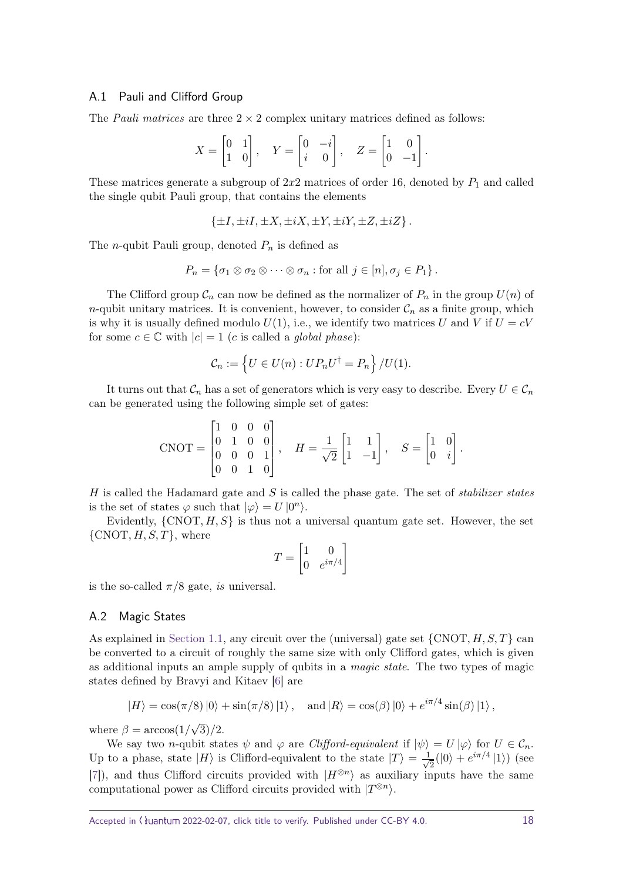### A.1 Pauli and Clifford Group

The *Pauli matrices* are three $2 \times 2$ complex unitary matrices defined as follows:

$$X = \begin{bmatrix} 0 & 1 \\ 1 & 0 \end{bmatrix}, \quad Y = \begin{bmatrix} 0 & -i \\ i & 0 \end{bmatrix}, \quad Z = \begin{bmatrix} 1 & 0 \\ 0 & -1 \end{bmatrix}.$$

These matrices generate a subgroup of $2x2$ matrices of order 16, denoted by $P_1$ and called the single qubit Pauli group, that contains the elements

$$\{\pm I, \pm iI, \pm X, \pm iX, \pm Y, \pm iY, \pm Z, \pm iZ\}.$$

The $n$-qubit Pauli group, denoted $P_n$ is defined as

$$P_n = \{\sigma_1 \otimes \sigma_2 \otimes \cdots \otimes \sigma_n : \text{for all } j \in [n], \sigma_j \in P_1\}.$$

The Clifford group $\mathcal{C}_n$ can now be defined as the normalizer of $P_n$ in the group $U(n)$ of $n$-qubit unitary matrices. It is convenient, however, to consider $\mathcal{C}_n$ as a finite group, which is why it is usually defined modulo $U(1)$, i.e., we identify two matrices $U$ and $V$ if $U = cV$ for some $c \in \mathbb{C}$ with $|c| = 1$ ($c$ is called a *global phase*):

$$\mathcal{C}_n := \left\{ U \in U(n) : U P_n U^\dagger = P_n \right\} / U(1).$$

It turns out that $\mathcal{C}_n$ has a set of generators which is very easy to describe. Every $U \in \mathcal{C}_n$ can be generated using the following simple set of gates:

$$\text{CNOT} = \begin{bmatrix} 1 & 0 & 0 & 0 \\ 0 & 1 & 0 & 0 \\ 0 & 0 & 0 & 1 \\ 0 & 0 & 1 & 0 \end{bmatrix}, \quad H = \frac{1}{\sqrt{2}} \begin{bmatrix} 1 & 1 \\ 1 & -1 \end{bmatrix}, \quad S = \begin{bmatrix} 1 & 0 \\ 0 & i \end{bmatrix}.$$

$H$ is called the Hadamard gate and $S$ is called the phase gate. The set of *stabilizer states* is the set of states $\varphi$ such that $|\varphi\rangle = U |0^n\rangle$.

Evidently, $\{\text{CNOT}, H, S\}$ is thus not a universal quantum gate set. However, the set $\{\text{CNOT}, H, S, T\}$, where

$$T = \begin{bmatrix} 1 & 0 \\ 0 & e^{i\pi/4} \end{bmatrix}$$

is the so-called $\pi/8$ gate, *is* universal.

### A.2 Magic States

As explained in Section 1.1, any circuit over the (universal) gate set $\{\text{CNOT}, H, S, T\}$ can be converted to a circuit of roughly the same size with only Clifford gates, which is given as additional inputs an ample supply of qubits in a *magic state.* The two types of magic states defined by Bravyi and Kitaev [6] are

$$|H\rangle = \cos(\pi/8) |0\rangle + \sin(\pi/8) |1\rangle, \quad \text{and } |R\rangle = \cos(\beta) |0\rangle + e^{i\pi/4} \sin(\beta) |1\rangle,$$

where $\beta = \arccos(1/\sqrt{3})/2$.

We say two $n$-qubit states $\psi$ and $\varphi$ are *Clifford-equivalent* if $|\psi\rangle = U |\varphi\rangle$ for $U \in \mathcal{C}_n$. Up to a phase, state $|H\rangle$ is Clifford-equivalent to the state $|T\rangle = \frac{1}{\sqrt{2}}(|0\rangle + e^{i\pi/4} |1\rangle)$ (see [7]), and thus Clifford circuits provided with $|H^{\otimes n}\rangle$ as auxiliary inputs have the same computational power as Clifford circuits provided with $|T^{\otimes n}\rangle$.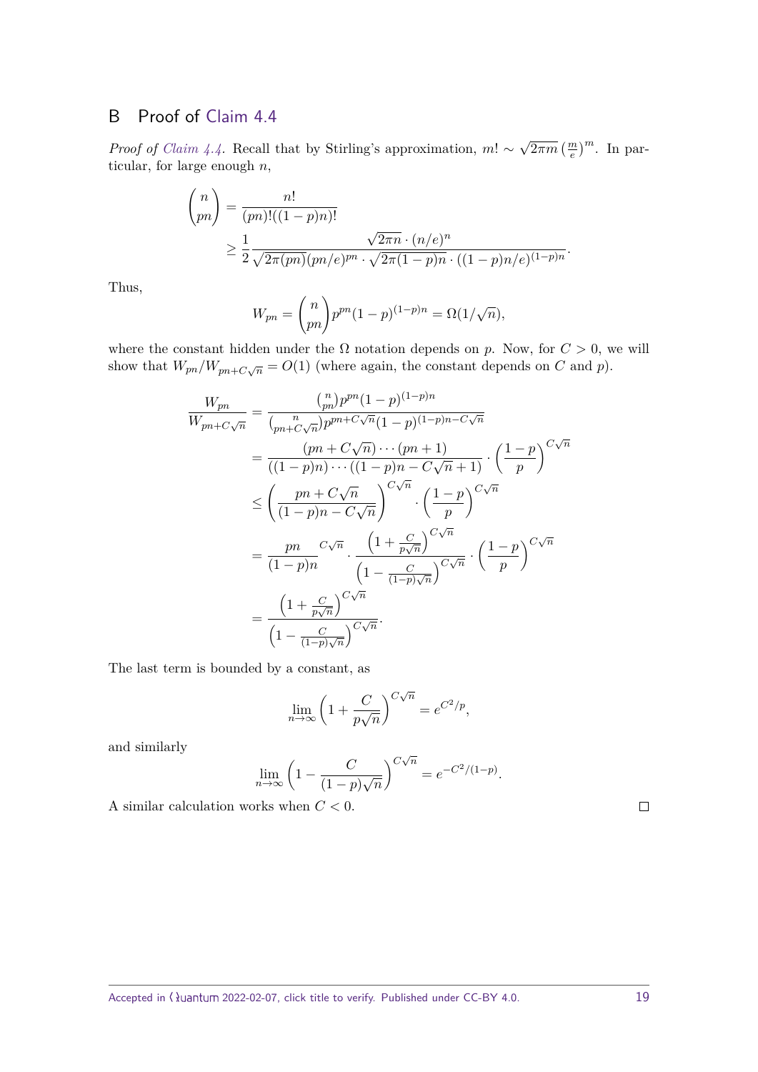## B Proof of Claim 4.4

*Proof of Claim 4.4.* Recall that by Stirling's approximation, $m! \sim \sqrt{2\pi m}\left(\frac{m}{e}\right)^m$. In particular, for large enough $n$,

$$
\begin{aligned}
\binom{n}{pn} &= \frac{n!}{(pn)!((1-p)n)!} \\
&\geq \frac{1}{2}\frac{\sqrt{2\pi n}\cdot(n/e)^n}{\sqrt{2\pi(pn)}(pn/e)^{pn}\cdot\sqrt{2\pi(1-p)n}\cdot((1-p)n/e)^{(1-p)n}}.
\end{aligned}
$$

Thus,

$$
W_{pn} = \binom{n}{pn}p^{pn}(1-p)^{(1-p)n} = \Omega(1/\sqrt{n}),
$$

where the constant hidden under the $\Omega$ notation depends on $p$. Now, for $C > 0$, we will show that $W_{pn}/W_{pn+C\sqrt{n}} = O(1)$ (where again, the constant depends on $C$ and $p$).

$$
\begin{aligned}
\frac{W_{pn}}{W_{pn+C\sqrt{n}}} &= \frac{\binom{n}{pn}p^{pn}(1-p)^{(1-p)n}}{\binom{n}{pn+C\sqrt{n}}p^{pn+C\sqrt{n}}(1-p)^{(1-p)n-C\sqrt{n}}} \\
&= \frac{(pn+C\sqrt{n})\cdots(pn+1)}{((1-p)n)\cdots((1-p)n-C\sqrt{n}+1)}\cdot\left(\frac{1-p}{p}\right)^{C\sqrt{n}} \\
&\leq \left(\frac{pn+C\sqrt{n}}{(1-p)n-C\sqrt{n}}\right)^{C\sqrt{n}}\cdot\left(\frac{1-p}{p}\right)^{C\sqrt{n}} \\
&= \frac{pn}{(1-p)n}^{C\sqrt{n}}\cdot\frac{\left(1+\frac{C}{p\sqrt{n}}\right)^{C\sqrt{n}}}{\left(1-\frac{C}{(1-p)\sqrt{n}}\right)^{C\sqrt{n}}}\cdot\left(\frac{1-p}{p}\right)^{C\sqrt{n}} \\
&= \frac{\left(1+\frac{C}{p\sqrt{n}}\right)^{C\sqrt{n}}}{\left(1-\frac{C}{(1-p)\sqrt{n}}\right)^{C\sqrt{n}}}.
\end{aligned}
$$

The last term is bounded by a constant, as

$$
\lim_{n\to\infty}\left(1+\frac{C}{p\sqrt{n}}\right)^{C\sqrt{n}} = e^{C^2/p},
$$

and similarly

$$
\lim_{n\to\infty}\left(1-\frac{C}{(1-p)\sqrt{n}}\right)^{C\sqrt{n}} = e^{-C^2/(1-p)}.
$$

A similar calculation works when $C < 0$. $\square$